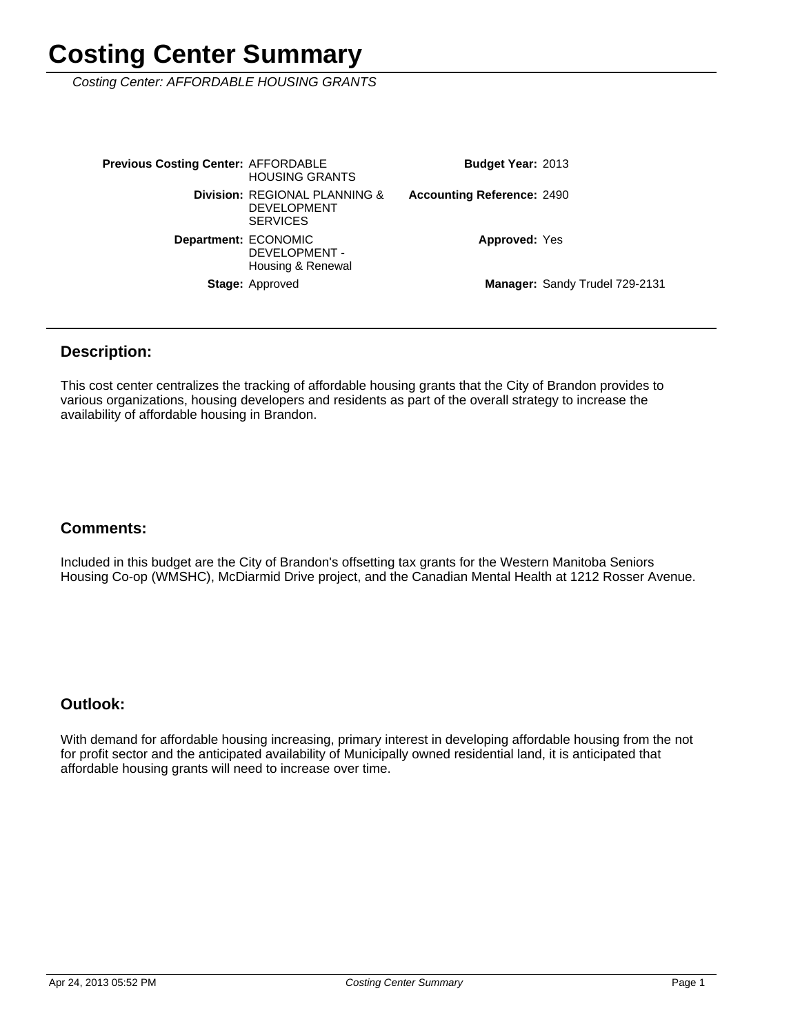# Costing Center Summary

*Costing Center: AFFORDABLE HOUSING GRANTS*

| | | | |
|---|---|---|---|
| **Previous Costing Center:** | AFFORDABLE HOUSING GRANTS | **Budget Year:** | 2013 |
| **Division:** | REGIONAL PLANNING & DEVELOPMENT SERVICES | **Accounting Reference:** | 2490 |
| **Department:** | ECONOMIC DEVELOPMENT - Housing & Renewal | **Approved:** | Yes |
| **Stage:** | Approved | **Manager:** | Sandy Trudel 729-2131 |

## Description:

This cost center centralizes the tracking of affordable housing grants that the City of Brandon provides to various organizations, housing developers and residents as part of the overall strategy to increase the availability of affordable housing in Brandon.

## Comments:

Included in this budget are the City of Brandon's offsetting tax grants for the Western Manitoba Seniors Housing Co-op (WMSHC), McDiarmid Drive project, and the Canadian Mental Health at 1212 Rosser Avenue.

## Outlook:

With demand for affordable housing increasing, primary interest in developing affordable housing from the not for profit sector and the anticipated availability of Municipally owned residential land, it is anticipated that affordable housing grants will need to increase over time.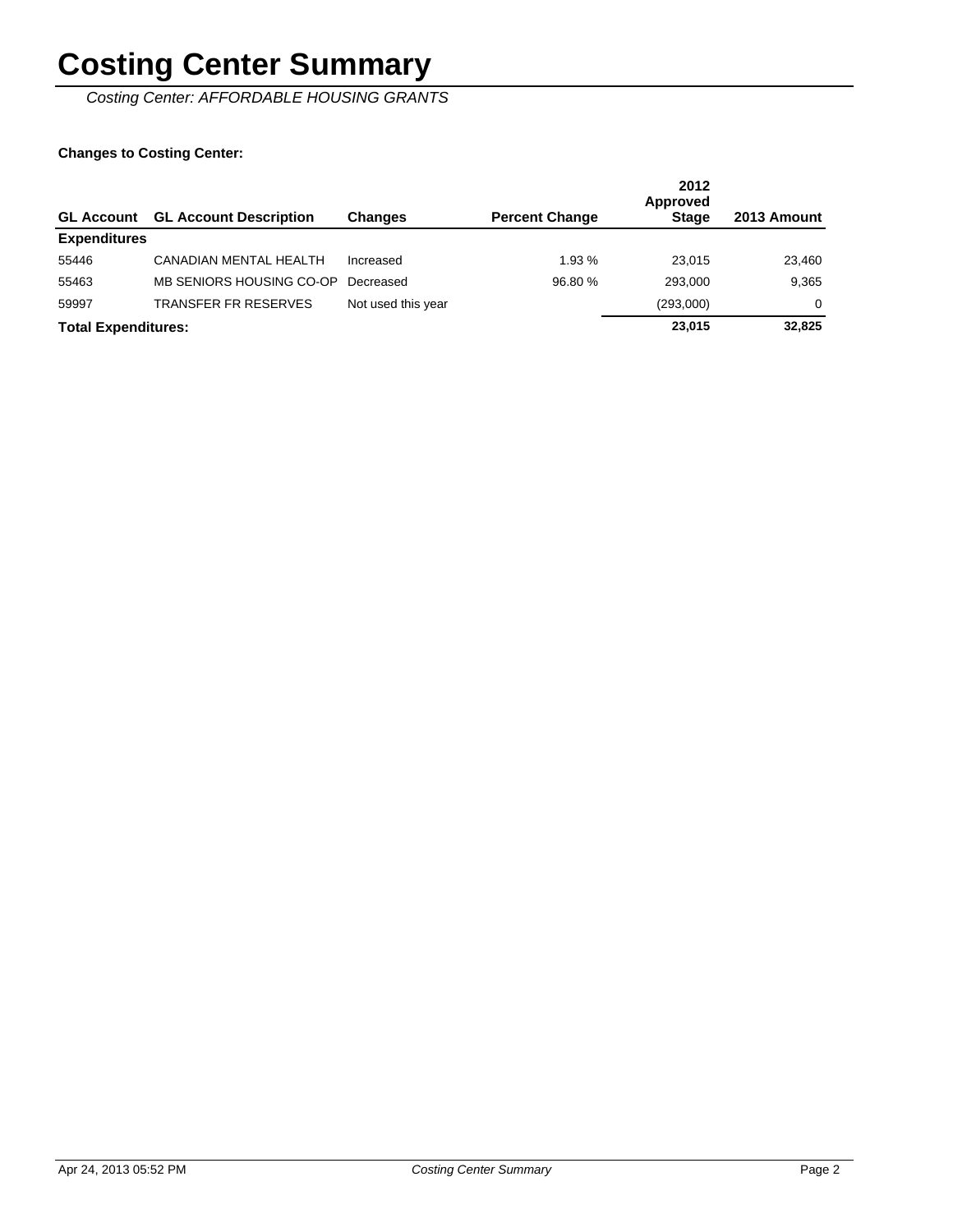# Costing Center Summary

*Costing Center: AFFORDABLE HOUSING GRANTS*

**Changes to Costing Center:**

| GL Account | GL Account Description | Changes | Percent Change | 2012 Approved Stage | 2013 Amount |
|---|---|---|---|---|---|
| **Expenditures** | | | | | |
| 55446 | CANADIAN MENTAL HEALTH | Increased | 1.93 % | 23,015 | 23,460 |
| 55463 | MB SENIORS HOUSING CO-OP | Decreased | 96.80 % | 293,000 | 9,365 |
| 59997 | TRANSFER FR RESERVES | Not used this year | | (293,000) | 0 |
| **Total Expenditures:** | | | | **23,015** | **32,825** |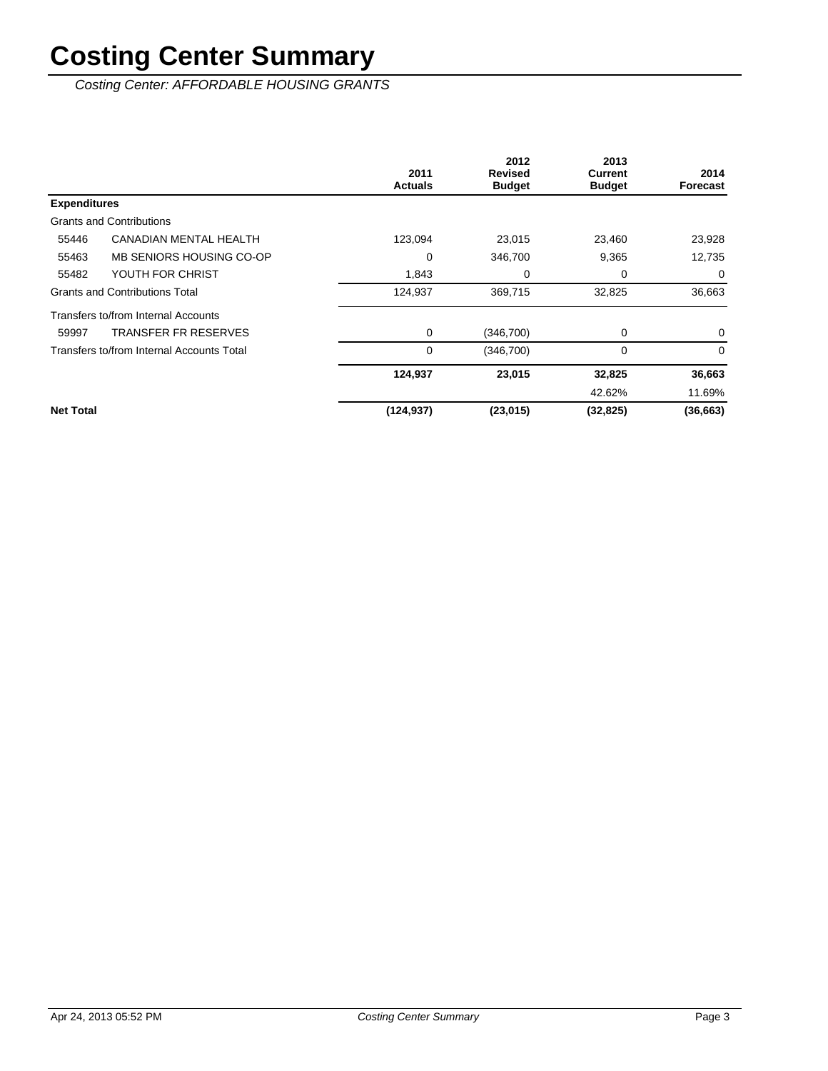# Costing Center Summary

*Costing Center: AFFORDABLE HOUSING GRANTS*

| | | 2011 Actuals | 2012 Revised Budget | 2013 Current Budget | 2014 Forecast |
|---|---|---|---|---|---|
| **Expenditures** | | | | | |
| Grants and Contributions | | | | | |
| 55446 | CANADIAN MENTAL HEALTH | 123,094 | 23,015 | 23,460 | 23,928 |
| 55463 | MB SENIORS HOUSING CO-OP | 0 | 346,700 | 9,365 | 12,735 |
| 55482 | YOUTH FOR CHRIST | 1,843 | 0 | 0 | 0 |
| Grants and Contributions Total | | 124,937 | 369,715 | 32,825 | 36,663 |
| Transfers to/from Internal Accounts | | | | | |
| 59997 | TRANSFER FR RESERVES | 0 | (346,700) | 0 | 0 |
| Transfers to/from Internal Accounts Total | | 0 | (346,700) | 0 | 0 |
| | | **124,937** | **23,015** | **32,825** | **36,663** |
| | | | | 42.62% | 11.69% |
| **Net Total** | | **(124,937)** | **(23,015)** | **(32,825)** | **(36,663)** |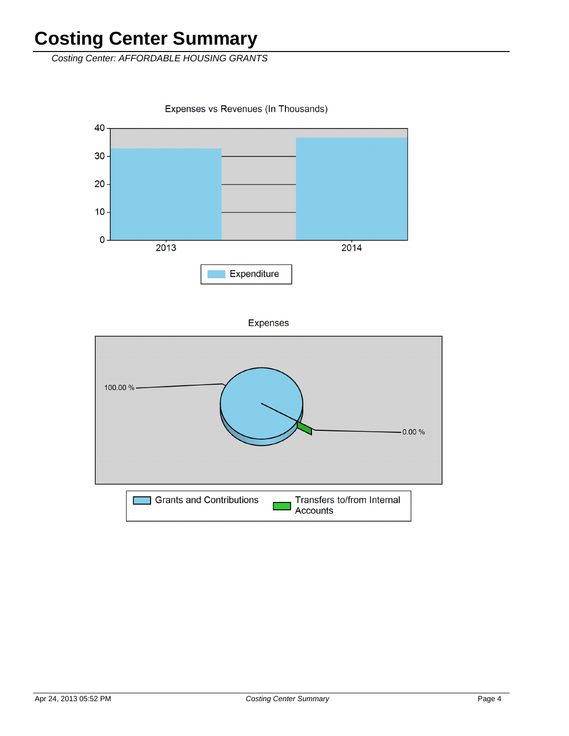# Costing Center Summary

*Costing Center: AFFORDABLE HOUSING GRANTS*

Expenses vs Revenues (In Thousands)

40
30
20
10
0

2013 2014

Expenditure

Expenses

100.00 %

0.00 %

Grants and Contributions

Transfers to/from Internal Accounts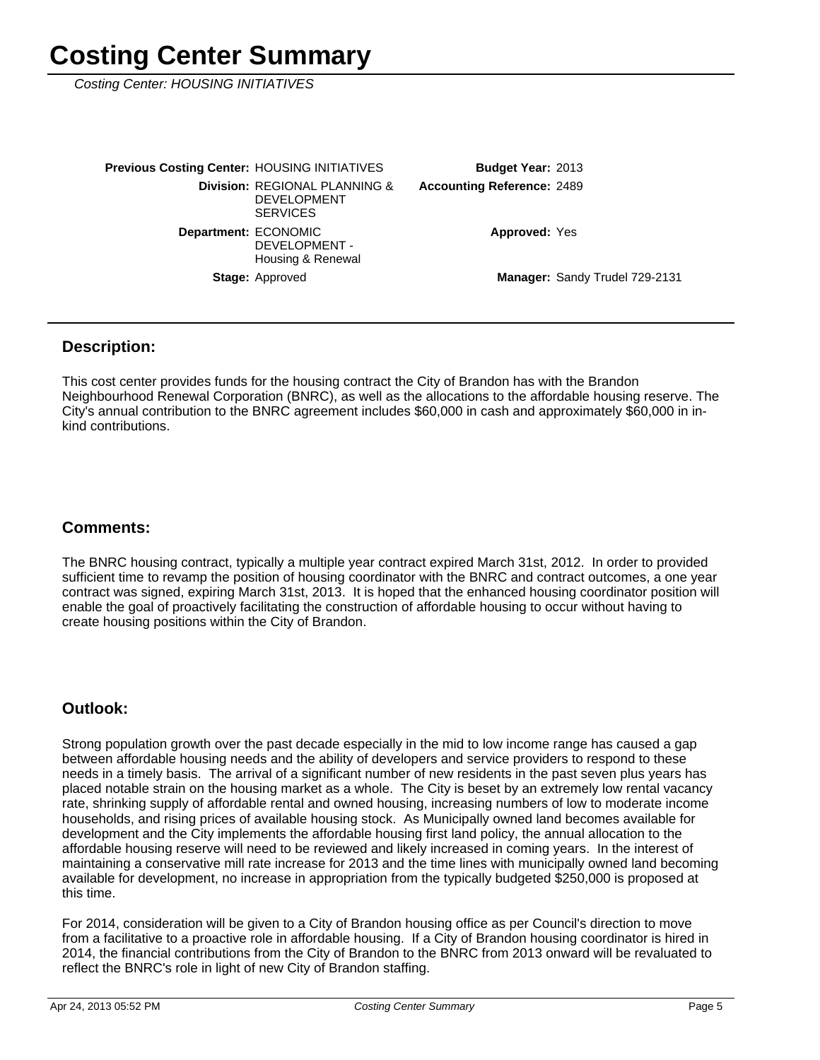# Costing Center Summary

*Costing Center: HOUSING INITIATIVES*

| | | | |
|---|---|---|---|
| **Previous Costing Center:** | HOUSING INITIATIVES | **Budget Year:** | 2013 |
| **Division:** | REGIONAL PLANNING & DEVELOPMENT SERVICES | **Accounting Reference:** | 2489 |
| **Department:** | ECONOMIC DEVELOPMENT - Housing & Renewal | **Approved:** | Yes |
| **Stage:** | Approved | **Manager:** | Sandy Trudel 729-2131 |

## Description:

This cost center provides funds for the housing contract the City of Brandon has with the Brandon Neighbourhood Renewal Corporation (BNRC), as well as the allocations to the affordable housing reserve. The City's annual contribution to the BNRC agreement includes $60,000 in cash and approximately $60,000 in in-kind contributions.

## Comments:

The BNRC housing contract, typically a multiple year contract expired March 31st, 2012. In order to provided sufficient time to revamp the position of housing coordinator with the BNRC and contract outcomes, a one year contract was signed, expiring March 31st, 2013. It is hoped that the enhanced housing coordinator position will enable the goal of proactively facilitating the construction of affordable housing to occur without having to create housing positions within the City of Brandon.

## Outlook:

Strong population growth over the past decade especially in the mid to low income range has caused a gap between affordable housing needs and the ability of developers and service providers to respond to these needs in a timely basis. The arrival of a significant number of new residents in the past seven plus years has placed notable strain on the housing market as a whole. The City is beset by an extremely low rental vacancy rate, shrinking supply of affordable rental and owned housing, increasing numbers of low to moderate income households, and rising prices of available housing stock. As Municipally owned land becomes available for development and the City implements the affordable housing first land policy, the annual allocation to the affordable housing reserve will need to be reviewed and likely increased in coming years. In the interest of maintaining a conservative mill rate increase for 2013 and the time lines with municipally owned land becoming available for development, no increase in appropriation from the typically budgeted $250,000 is proposed at this time.

For 2014, consideration will be given to a City of Brandon housing office as per Council's direction to move from a facilitative to a proactive role in affordable housing. If a City of Brandon housing coordinator is hired in 2014, the financial contributions from the City of Brandon to the BNRC from 2013 onward will be revaluated to reflect the BNRC's role in light of new City of Brandon staffing.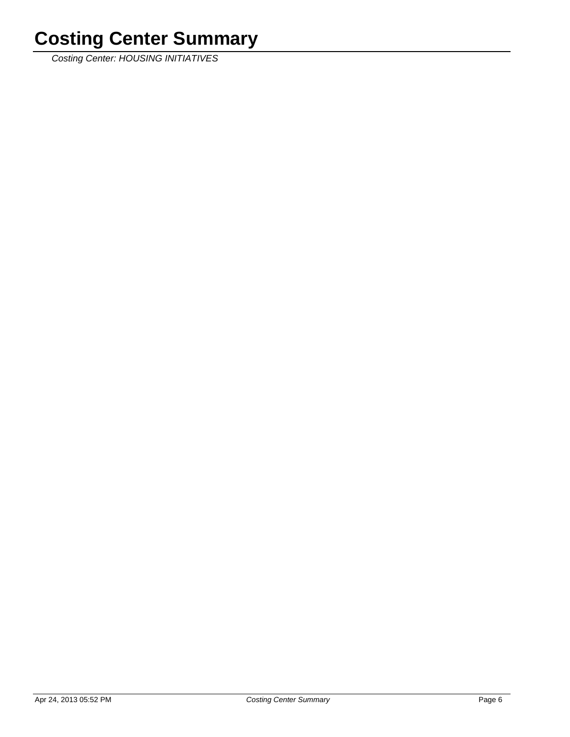# Costing Center Summary

*Costing Center: HOUSING INITIATIVES*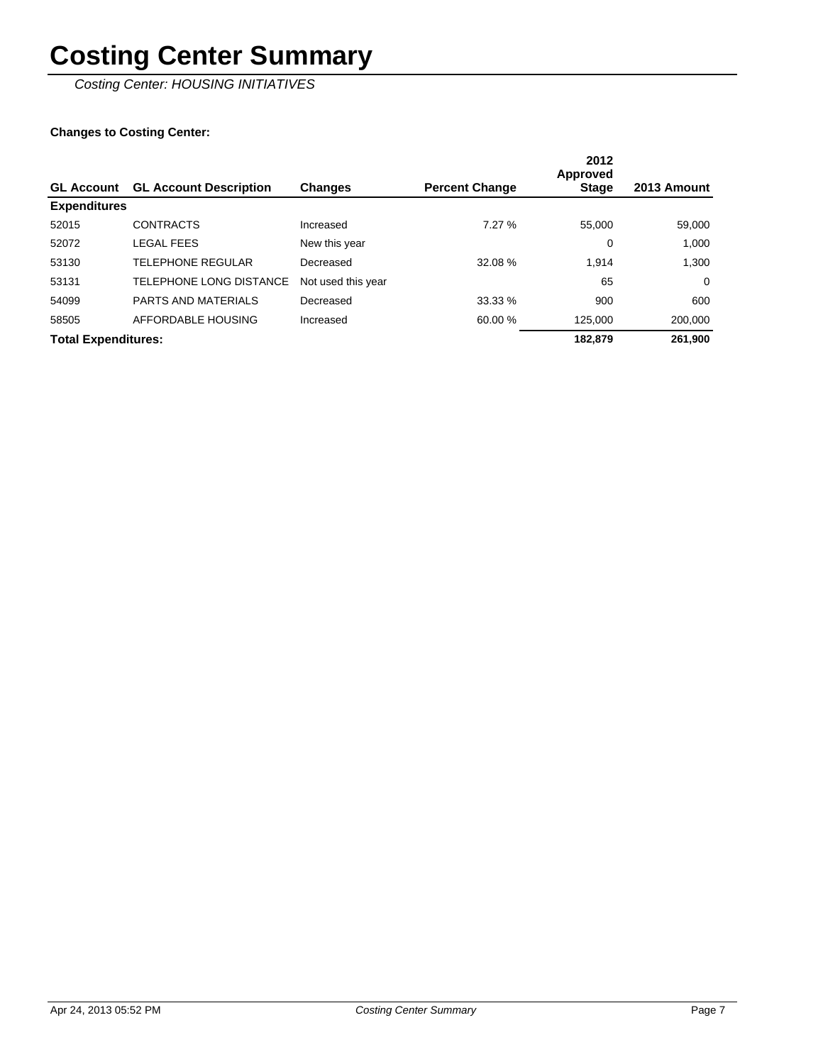# Costing Center Summary

*Costing Center: HOUSING INITIATIVES*

**Changes to Costing Center:**

| GL Account | GL Account Description | Changes | Percent Change | 2012 Approved Stage | 2013 Amount |
|---|---|---|---|---|---|
| **Expenditures** | | | | | |
| 52015 | CONTRACTS | Increased | 7.27 % | 55,000 | 59,000 |
| 52072 | LEGAL FEES | New this year | | 0 | 1,000 |
| 53130 | TELEPHONE REGULAR | Decreased | 32.08 % | 1,914 | 1,300 |
| 53131 | TELEPHONE LONG DISTANCE | Not used this year | | 65 | 0 |
| 54099 | PARTS AND MATERIALS | Decreased | 33.33 % | 900 | 600 |
| 58505 | AFFORDABLE HOUSING | Increased | 60.00 % | 125,000 | 200,000 |
| **Total Expenditures:** | | | | **182,879** | **261,900** |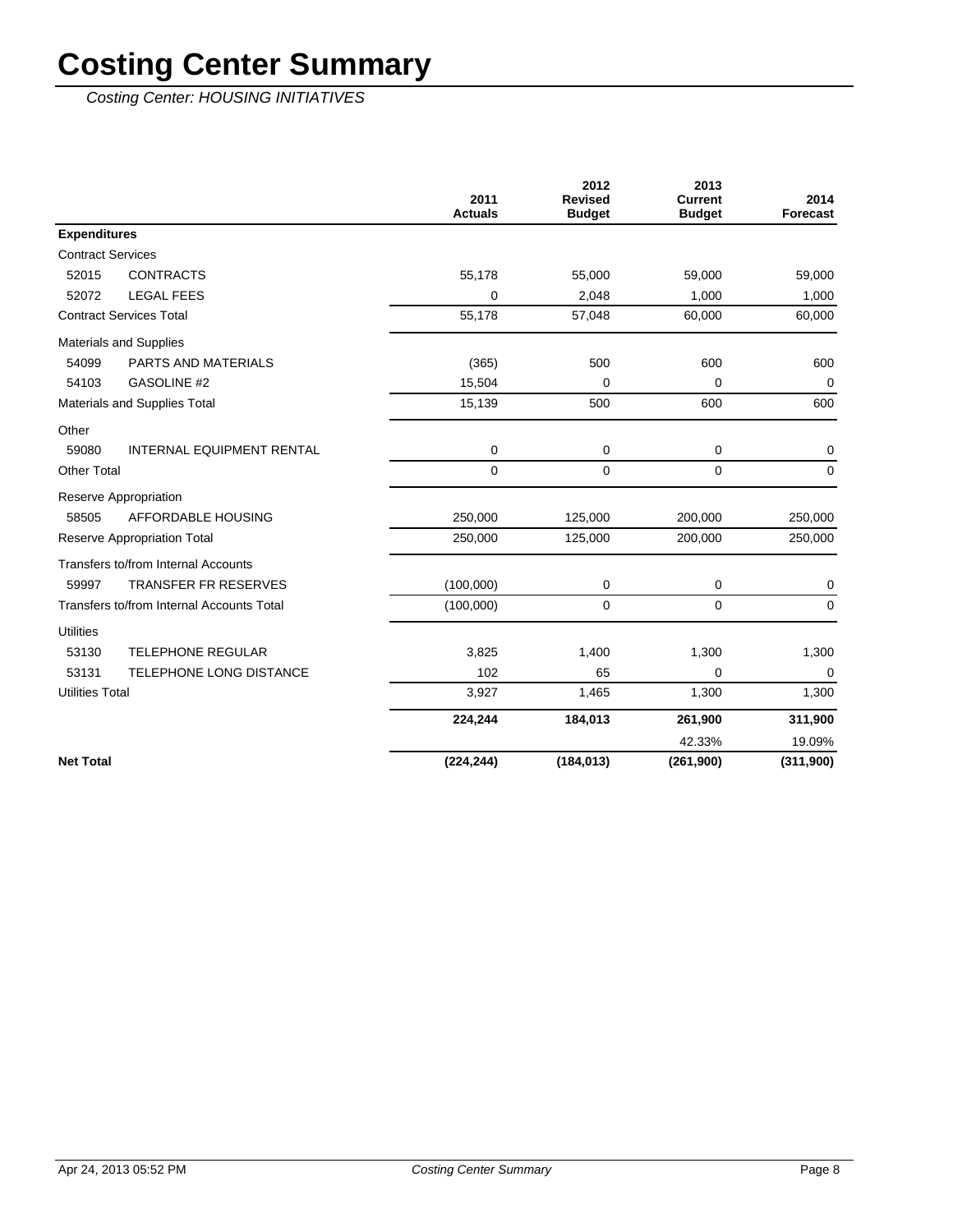# Costing Center Summary

*Costing Center: HOUSING INITIATIVES*

| | | 2011 Actuals | 2012 Revised Budget | 2013 Current Budget | 2014 Forecast |
|---|---|---|---|---|---|
| **Expenditures** | | | | | |
| Contract Services | | | | | |
| 52015 | CONTRACTS | 55,178 | 55,000 | 59,000 | 59,000 |
| 52072 | LEGAL FEES | 0 | 2,048 | 1,000 | 1,000 |
| Contract Services Total | | 55,178 | 57,048 | 60,000 | 60,000 |
| Materials and Supplies | | | | | |
| 54099 | PARTS AND MATERIALS | (365) | 500 | 600 | 600 |
| 54103 | GASOLINE #2 | 15,504 | 0 | 0 | 0 |
| Materials and Supplies Total | | 15,139 | 500 | 600 | 600 |
| Other | | | | | |
| 59080 | INTERNAL EQUIPMENT RENTAL | 0 | 0 | 0 | 0 |
| Other Total | | 0 | 0 | 0 | 0 |
| Reserve Appropriation | | | | | |
| 58505 | AFFORDABLE HOUSING | 250,000 | 125,000 | 200,000 | 250,000 |
| Reserve Appropriation Total | | 250,000 | 125,000 | 200,000 | 250,000 |
| Transfers to/from Internal Accounts | | | | | |
| 59997 | TRANSFER FR RESERVES | (100,000) | 0 | 0 | 0 |
| Transfers to/from Internal Accounts Total | | (100,000) | 0 | 0 | 0 |
| Utilities | | | | | |
| 53130 | TELEPHONE REGULAR | 3,825 | 1,400 | 1,300 | 1,300 |
| 53131 | TELEPHONE LONG DISTANCE | 102 | 65 | 0 | 0 |
| Utilities Total | | 3,927 | 1,465 | 1,300 | 1,300 |
| | | **224,244** | **184,013** | **261,900** | **311,900** |
| | | | | 42.33% | 19.09% |
| **Net Total** | | **(224,244)** | **(184,013)** | **(261,900)** | **(311,900)** |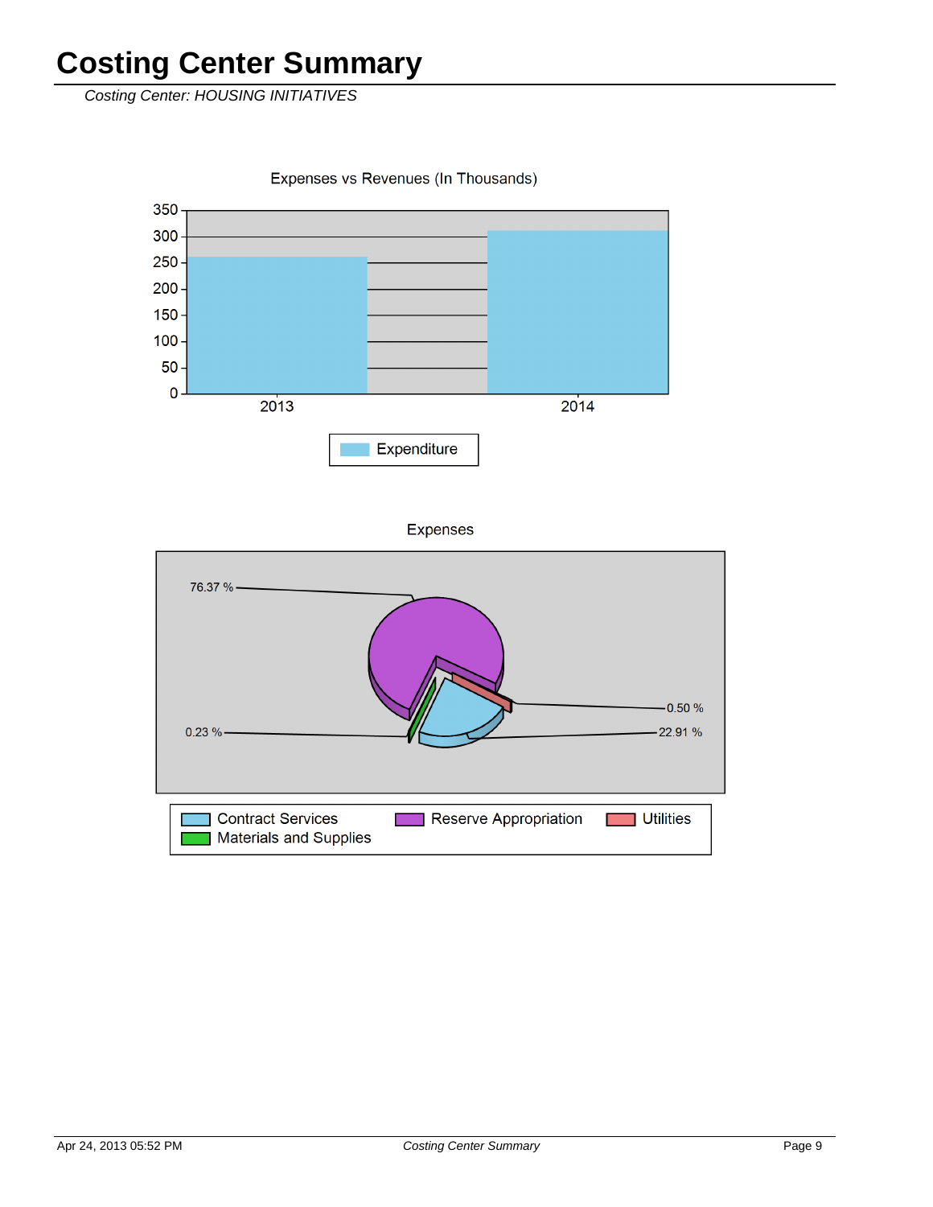# Costing Center Summary

*Costing Center: HOUSING INITIATIVES*

Expenses vs Revenues (In Thousands)

| Year | Expenditure |
|---|---|
| 2013 | ~260 |
| 2014 | ~310 |

Expenses

| Category | Percentage |
|---|---|
| Reserve Appropriation | 76.37 % |
| Contract Services | 22.91 % |
| Utilities | 0.50 % |
| Materials and Supplies | 0.23 % |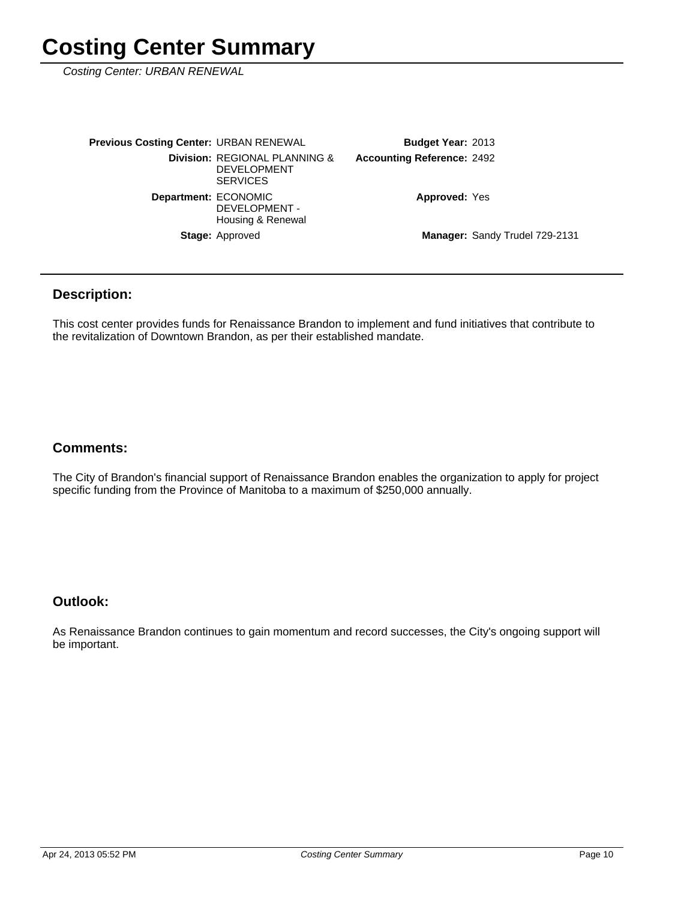# Costing Center Summary

*Costing Center: URBAN RENEWAL*

| | | | |
|---|---|---|---|
| **Previous Costing Center:** | URBAN RENEWAL | **Budget Year:** | 2013 |
| **Division:** | REGIONAL PLANNING & DEVELOPMENT SERVICES | **Accounting Reference:** | 2492 |
| **Department:** | ECONOMIC DEVELOPMENT - Housing & Renewal | **Approved:** | Yes |
| **Stage:** | Approved | **Manager:** | Sandy Trudel 729-2131 |

## Description:

This cost center provides funds for Renaissance Brandon to implement and fund initiatives that contribute to the revitalization of Downtown Brandon, as per their established mandate.

## Comments:

The City of Brandon's financial support of Renaissance Brandon enables the organization to apply for project specific funding from the Province of Manitoba to a maximum of $250,000 annually.

## Outlook:

As Renaissance Brandon continues to gain momentum and record successes, the City's ongoing support will be important.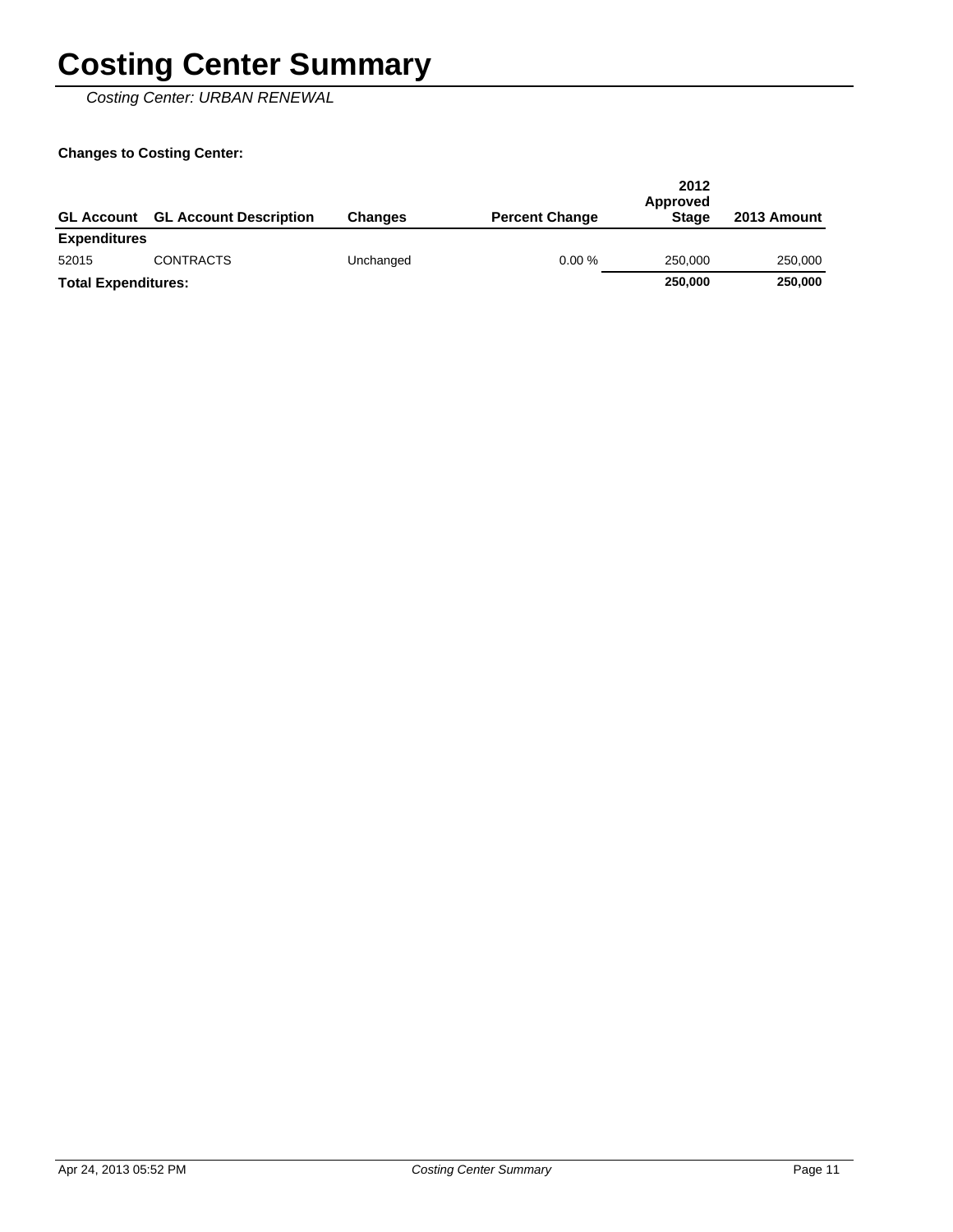# Costing Center Summary

*Costing Center: URBAN RENEWAL*

**Changes to Costing Center:**

| GL Account | GL Account Description | Changes | Percent Change | 2012 Approved Stage | 2013 Amount |
|---|---|---|---|---|---|
| **Expenditures** | | | | | |
| 52015 | CONTRACTS | Unchanged | 0.00 % | 250,000 | 250,000 |
| **Total Expenditures:** | | | | **250,000** | **250,000** |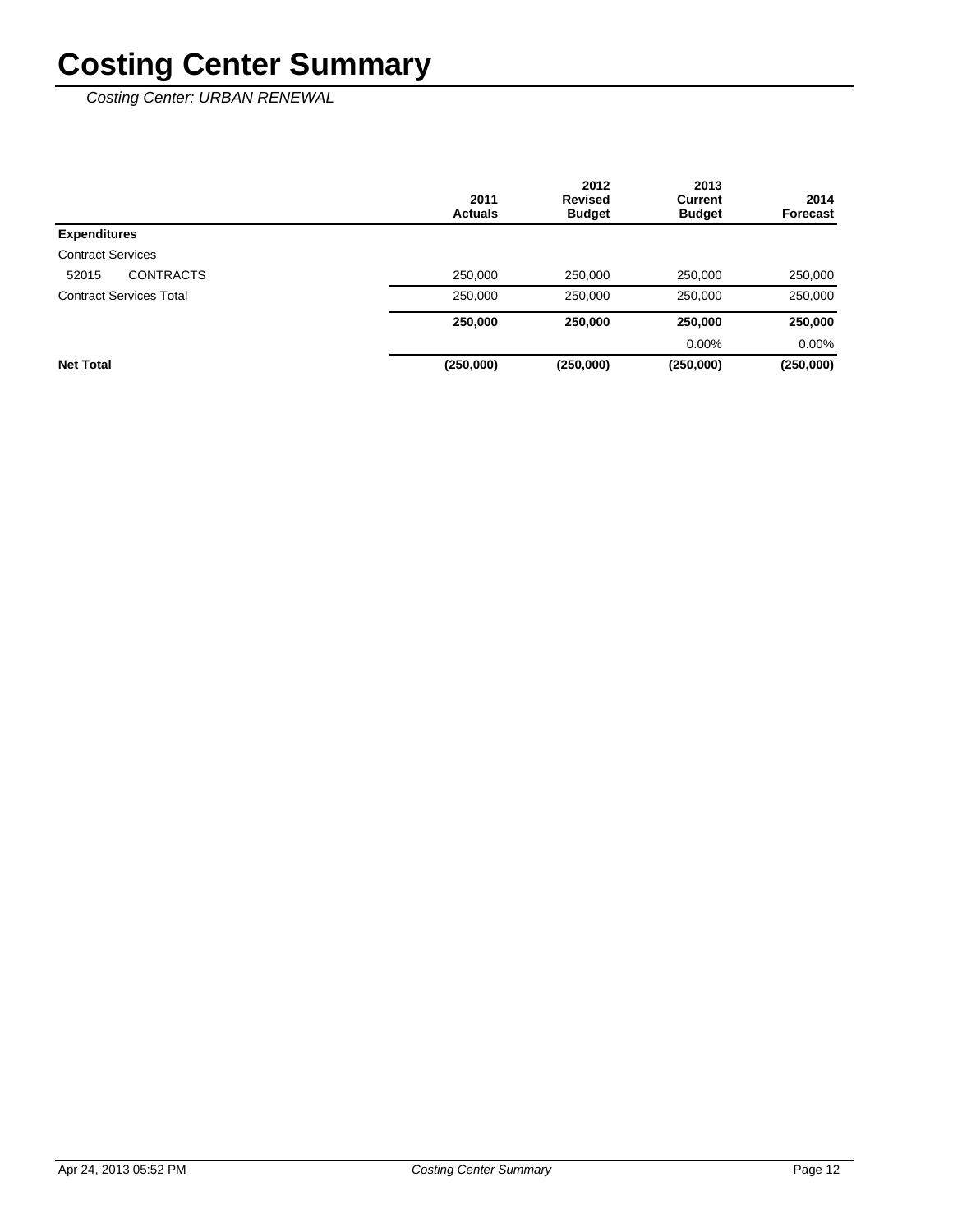# Costing Center Summary

*Costing Center: URBAN RENEWAL*

| | 2011 Actuals | 2012 Revised Budget | 2013 Current Budget | 2014 Forecast |
|---|---|---|---|---|
| **Expenditures** | | | | |
| Contract Services | | | | |
| 52015 CONTRACTS | 250,000 | 250,000 | 250,000 | 250,000 |
| Contract Services Total | 250,000 | 250,000 | 250,000 | 250,000 |
| | **250,000** | **250,000** | **250,000** | **250,000** |
| | | | 0.00% | 0.00% |
| **Net Total** | **(250,000)** | **(250,000)** | **(250,000)** | **(250,000)** |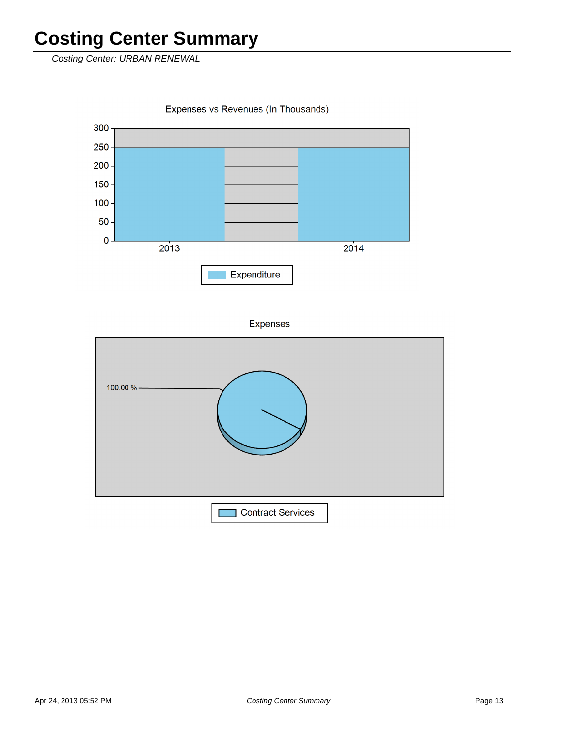# Costing Center Summary

*Costing Center: URBAN RENEWAL*

Expenses vs Revenues (In Thousands)

300
250
200
150
100
50
0

2013 2014

Expenditure

Expenses

100.00 %

Contract Services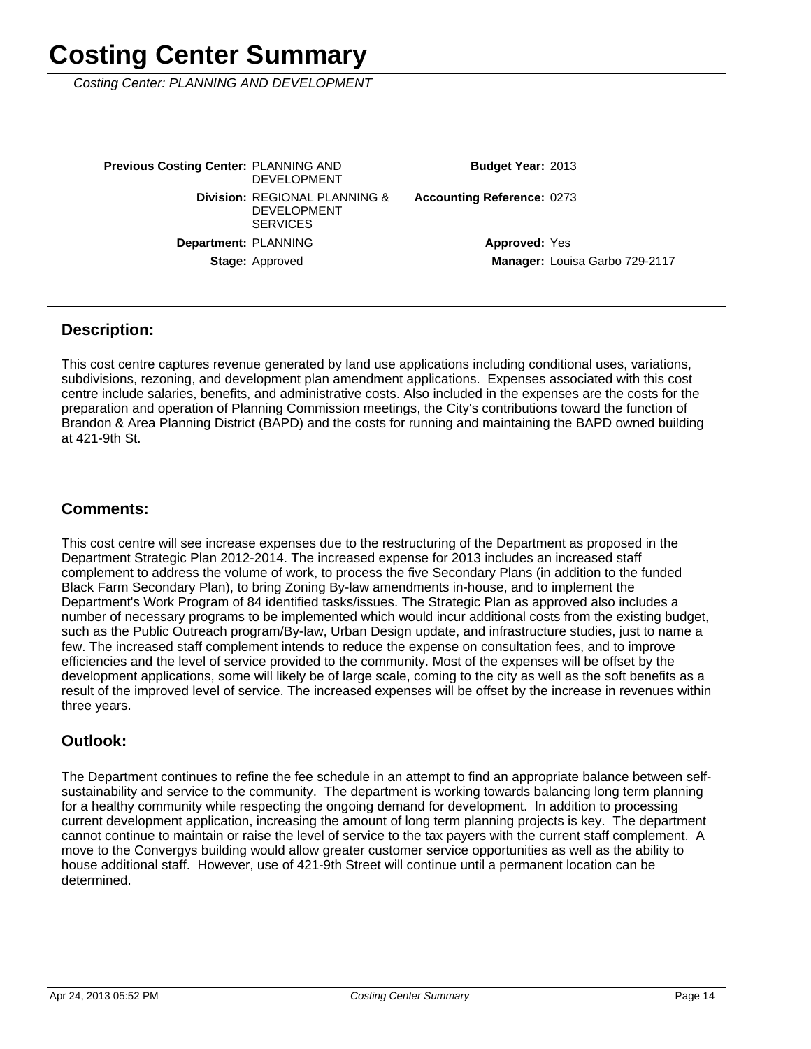# Costing Center Summary

*Costing Center: PLANNING AND DEVELOPMENT*

| | | | |
|---|---|---|---|
| **Previous Costing Center:** | PLANNING AND DEVELOPMENT | **Budget Year:** | 2013 |
| **Division:** | REGIONAL PLANNING & DEVELOPMENT SERVICES | **Accounting Reference:** | 0273 |
| **Department:** | PLANNING | **Approved:** | Yes |
| **Stage:** | Approved | **Manager:** | Louisa Garbo 729-2117 |

## Description:

This cost centre captures revenue generated by land use applications including conditional uses, variations, subdivisions, rezoning, and development plan amendment applications. Expenses associated with this cost centre include salaries, benefits, and administrative costs. Also included in the expenses are the costs for the preparation and operation of Planning Commission meetings, the City's contributions toward the function of Brandon & Area Planning District (BAPD) and the costs for running and maintaining the BAPD owned building at 421-9th St.

## Comments:

This cost centre will see increase expenses due to the restructuring of the Department as proposed in the Department Strategic Plan 2012-2014. The increased expense for 2013 includes an increased staff complement to address the volume of work, to process the five Secondary Plans (in addition to the funded Black Farm Secondary Plan), to bring Zoning By-law amendments in-house, and to implement the Department's Work Program of 84 identified tasks/issues. The Strategic Plan as approved also includes a number of necessary programs to be implemented which would incur additional costs from the existing budget, such as the Public Outreach program/By-law, Urban Design update, and infrastructure studies, just to name a few. The increased staff complement intends to reduce the expense on consultation fees, and to improve efficiencies and the level of service provided to the community. Most of the expenses will be offset by the development applications, some will likely be of large scale, coming to the city as well as the soft benefits as a result of the improved level of service. The increased expenses will be offset by the increase in revenues within three years.

## Outlook:

The Department continues to refine the fee schedule in an attempt to find an appropriate balance between self-sustainability and service to the community. The department is working towards balancing long term planning for a healthy community while respecting the ongoing demand for development. In addition to processing current development application, increasing the amount of long term planning projects is key. The department cannot continue to maintain or raise the level of service to the tax payers with the current staff complement. A move to the Convergys building would allow greater customer service opportunities as well as the ability to house additional staff. However, use of 421-9th Street will continue until a permanent location can be determined.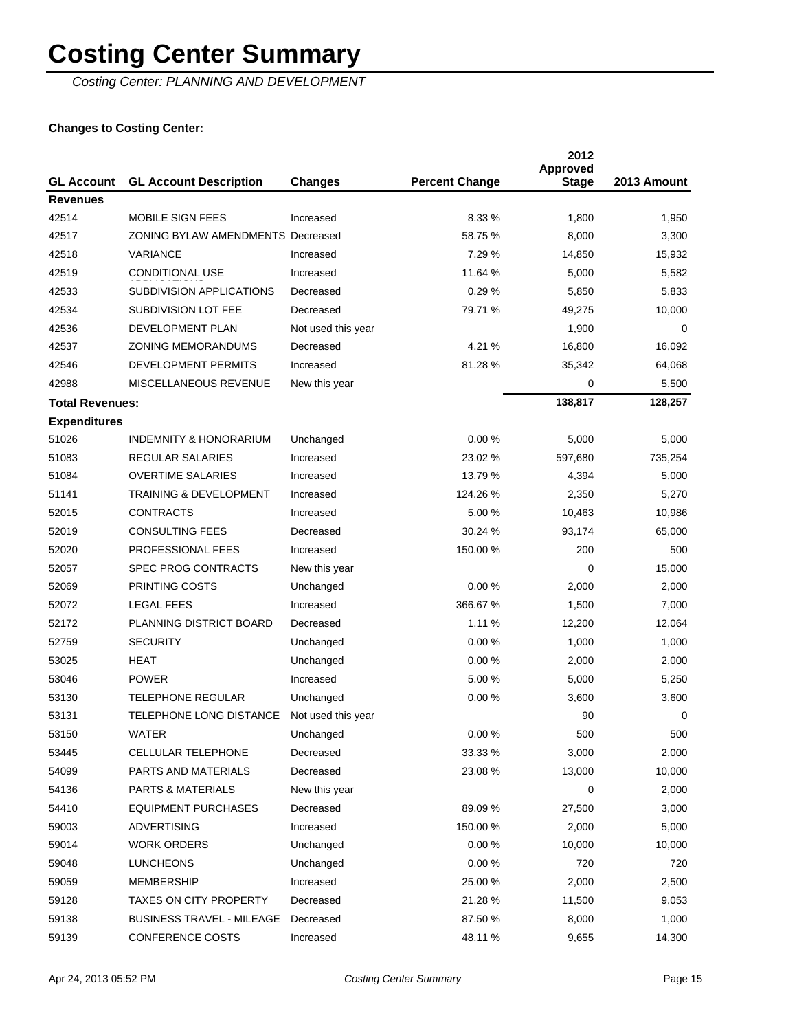# Costing Center Summary

*Costing Center: PLANNING AND DEVELOPMENT*

**Changes to Costing Center:**

| GL Account | GL Account Description | Changes | Percent Change | 2012 Approved Stage | 2013 Amount |
|---|---|---|---|---|---|
| **Revenues** | | | | | |
| 42514 | MOBILE SIGN FEES | Increased | 8.33 % | 1,800 | 1,950 |
| 42517 | ZONING BYLAW AMENDMENTS | Decreased | 58.75 % | 8,000 | 3,300 |
| 42518 | VARIANCE | Increased | 7.29 % | 14,850 | 15,932 |
| 42519 | CONDITIONAL USE APPLICATIONS | Increased | 11.64 % | 5,000 | 5,582 |
| 42533 | SUBDIVISION APPLICATIONS | Decreased | 0.29 % | 5,850 | 5,833 |
| 42534 | SUBDIVISION LOT FEE | Decreased | 79.71 % | 49,275 | 10,000 |
| 42536 | DEVELOPMENT PLAN | Not used this year | | 1,900 | 0 |
| 42537 | ZONING MEMORANDUMS | Decreased | 4.21 % | 16,800 | 16,092 |
| 42546 | DEVELOPMENT PERMITS | Increased | 81.28 % | 35,342 | 64,068 |
| 42988 | MISCELLANEOUS REVENUE | New this year | | 0 | 5,500 |
| **Total Revenues:** | | | | **138,817** | **128,257** |
| **Expenditures** | | | | | |
| 51026 | INDEMNITY & HONORARIUM | Unchanged | 0.00 % | 5,000 | 5,000 |
| 51083 | REGULAR SALARIES | Increased | 23.02 % | 597,680 | 735,254 |
| 51084 | OVERTIME SALARIES | Increased | 13.79 % | 4,394 | 5,000 |
| 51141 | TRAINING & DEVELOPMENT COSTS | Increased | 124.26 % | 2,350 | 5,270 |
| 52015 | CONTRACTS | Increased | 5.00 % | 10,463 | 10,986 |
| 52019 | CONSULTING FEES | Decreased | 30.24 % | 93,174 | 65,000 |
| 52020 | PROFESSIONAL FEES | Increased | 150.00 % | 200 | 500 |
| 52057 | SPEC PROG CONTRACTS | New this year | | 0 | 15,000 |
| 52069 | PRINTING COSTS | Unchanged | 0.00 % | 2,000 | 2,000 |
| 52072 | LEGAL FEES | Increased | 366.67 % | 1,500 | 7,000 |
| 52172 | PLANNING DISTRICT BOARD | Decreased | 1.11 % | 12,200 | 12,064 |
| 52759 | SECURITY | Unchanged | 0.00 % | 1,000 | 1,000 |
| 53025 | HEAT | Unchanged | 0.00 % | 2,000 | 2,000 |
| 53046 | POWER | Increased | 5.00 % | 5,000 | 5,250 |
| 53130 | TELEPHONE REGULAR | Unchanged | 0.00 % | 3,600 | 3,600 |
| 53131 | TELEPHONE LONG DISTANCE | Not used this year | | 90 | 0 |
| 53150 | WATER | Unchanged | 0.00 % | 500 | 500 |
| 53445 | CELLULAR TELEPHONE | Decreased | 33.33 % | 3,000 | 2,000 |
| 54099 | PARTS AND MATERIALS | Decreased | 23.08 % | 13,000 | 10,000 |
| 54136 | PARTS & MATERIALS | New this year | | 0 | 2,000 |
| 54410 | EQUIPMENT PURCHASES | Decreased | 89.09 % | 27,500 | 3,000 |
| 59003 | ADVERTISING | Increased | 150.00 % | 2,000 | 5,000 |
| 59014 | WORK ORDERS | Unchanged | 0.00 % | 10,000 | 10,000 |
| 59048 | LUNCHEONS | Unchanged | 0.00 % | 720 | 720 |
| 59059 | MEMBERSHIP | Increased | 25.00 % | 2,000 | 2,500 |
| 59128 | TAXES ON CITY PROPERTY | Decreased | 21.28 % | 11,500 | 9,053 |
| 59138 | BUSINESS TRAVEL - MILEAGE | Decreased | 87.50 % | 8,000 | 1,000 |
| 59139 | CONFERENCE COSTS | Increased | 48.11 % | 9,655 | 14,300 |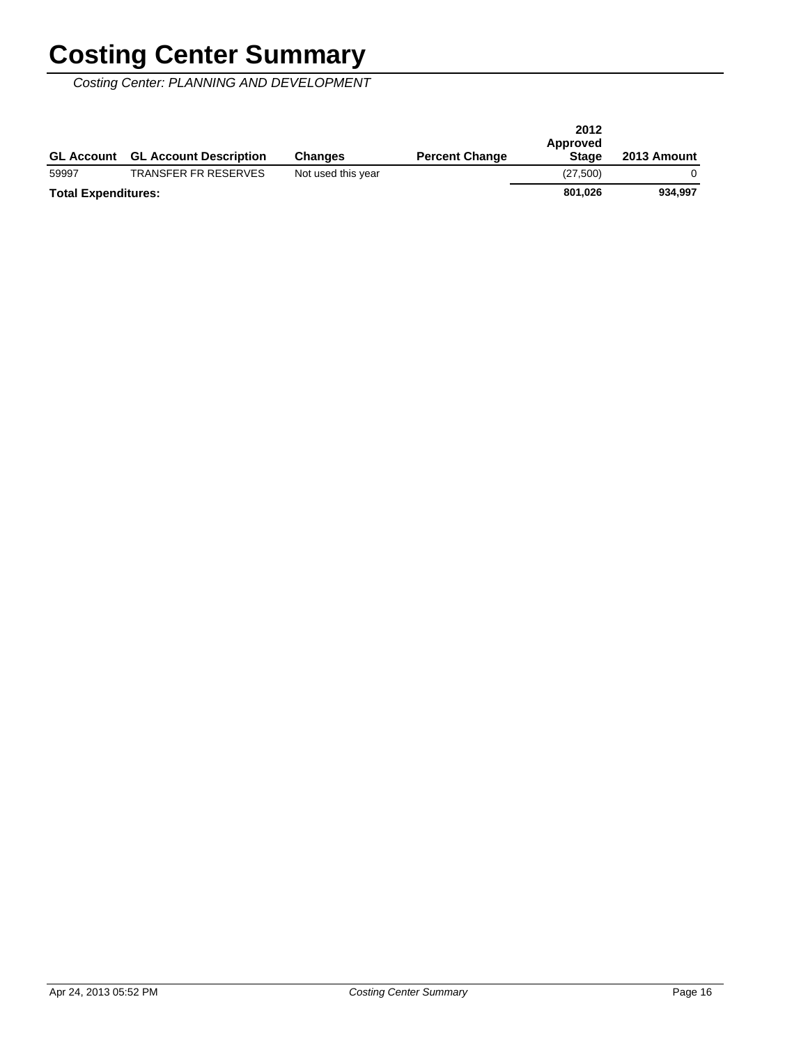# Costing Center Summary

*Costing Center: PLANNING AND DEVELOPMENT*

| GL Account | GL Account Description | Changes | Percent Change | 2012 Approved Stage | 2013 Amount |
|---|---|---|---|---|---|
| 59997 | TRANSFER FR RESERVES | Not used this year | | (27,500) | 0 |
| **Total Expenditures:** | | | | **801,026** | **934,997** |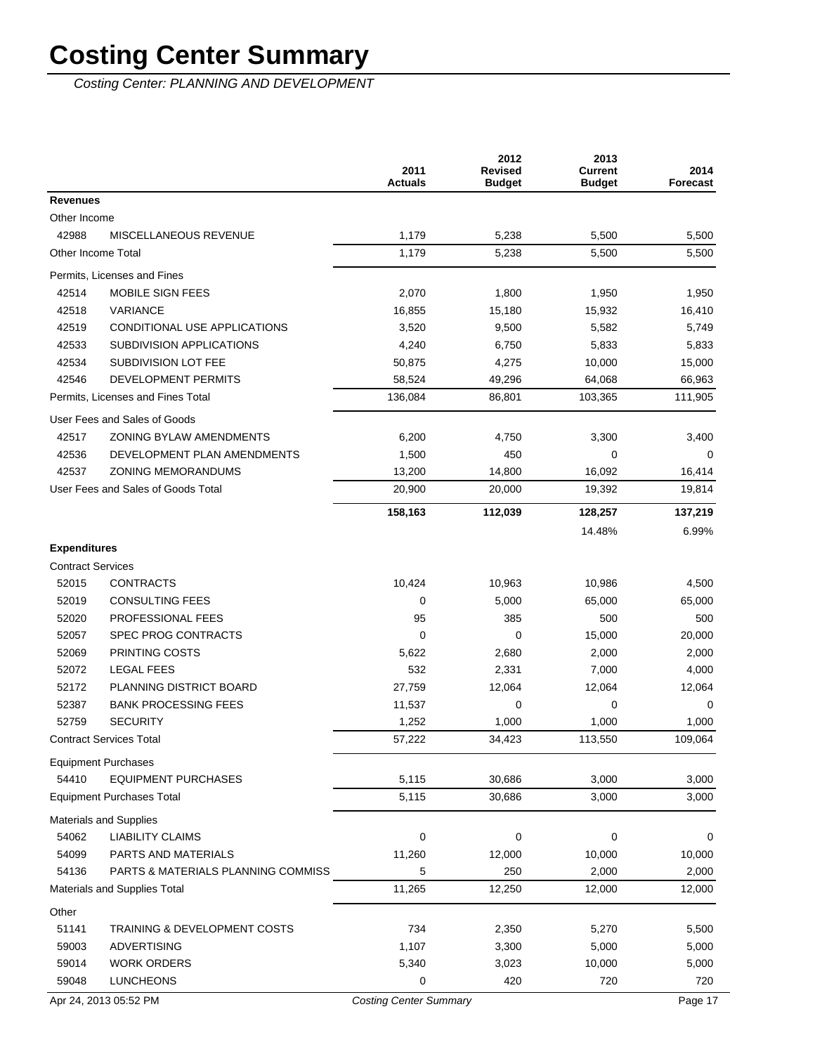# Costing Center Summary

*Costing Center: PLANNING AND DEVELOPMENT*

| | | 2011 Actuals | 2012 Revised Budget | 2013 Current Budget | 2014 Forecast |
|---|---|---|---|---|---|
| **Revenues** | | | | | |
| Other Income | | | | | |
| 42988 | MISCELLANEOUS REVENUE | 1,179 | 5,238 | 5,500 | 5,500 |
| Other Income Total | | 1,179 | 5,238 | 5,500 | 5,500 |
| Permits, Licenses and Fines | | | | | |
| 42514 | MOBILE SIGN FEES | 2,070 | 1,800 | 1,950 | 1,950 |
| 42518 | VARIANCE | 16,855 | 15,180 | 15,932 | 16,410 |
| 42519 | CONDITIONAL USE APPLICATIONS | 3,520 | 9,500 | 5,582 | 5,749 |
| 42533 | SUBDIVISION APPLICATIONS | 4,240 | 6,750 | 5,833 | 5,833 |
| 42534 | SUBDIVISION LOT FEE | 50,875 | 4,275 | 10,000 | 15,000 |
| 42546 | DEVELOPMENT PERMITS | 58,524 | 49,296 | 64,068 | 66,963 |
| Permits, Licenses and Fines Total | | 136,084 | 86,801 | 103,365 | 111,905 |
| User Fees and Sales of Goods | | | | | |
| 42517 | ZONING BYLAW AMENDMENTS | 6,200 | 4,750 | 3,300 | 3,400 |
| 42536 | DEVELOPMENT PLAN AMENDMENTS | 1,500 | 450 | 0 | 0 |
| 42537 | ZONING MEMORANDUMS | 13,200 | 14,800 | 16,092 | 16,414 |
| User Fees and Sales of Goods Total | | 20,900 | 20,000 | 19,392 | 19,814 |
| | | **158,163** | **112,039** | **128,257** | **137,219** |
| | | | | 14.48% | 6.99% |
| **Expenditures** | | | | | |
| Contract Services | | | | | |
| 52015 | CONTRACTS | 10,424 | 10,963 | 10,986 | 4,500 |
| 52019 | CONSULTING FEES | 0 | 5,000 | 65,000 | 65,000 |
| 52020 | PROFESSIONAL FEES | 95 | 385 | 500 | 500 |
| 52057 | SPEC PROG CONTRACTS | 0 | 0 | 15,000 | 20,000 |
| 52069 | PRINTING COSTS | 5,622 | 2,680 | 2,000 | 2,000 |
| 52072 | LEGAL FEES | 532 | 2,331 | 7,000 | 4,000 |
| 52172 | PLANNING DISTRICT BOARD | 27,759 | 12,064 | 12,064 | 12,064 |
| 52387 | BANK PROCESSING FEES | 11,537 | 0 | 0 | 0 |
| 52759 | SECURITY | 1,252 | 1,000 | 1,000 | 1,000 |
| Contract Services Total | | 57,222 | 34,423 | 113,550 | 109,064 |
| Equipment Purchases | | | | | |
| 54410 | EQUIPMENT PURCHASES | 5,115 | 30,686 | 3,000 | 3,000 |
| Equipment Purchases Total | | 5,115 | 30,686 | 3,000 | 3,000 |
| Materials and Supplies | | | | | |
| 54062 | LIABILITY CLAIMS | 0 | 0 | 0 | 0 |
| 54099 | PARTS AND MATERIALS | 11,260 | 12,000 | 10,000 | 10,000 |
| 54136 | PARTS & MATERIALS PLANNING COMMISS | 5 | 250 | 2,000 | 2,000 |
| Materials and Supplies Total | | 11,265 | 12,250 | 12,000 | 12,000 |
| Other | | | | | |
| 51141 | TRAINING & DEVELOPMENT COSTS | 734 | 2,350 | 5,270 | 5,500 |
| 59003 | ADVERTISING | 1,107 | 3,300 | 5,000 | 5,000 |
| 59014 | WORK ORDERS | 5,340 | 3,023 | 10,000 | 5,000 |
| 59048 | LUNCHEONS | 0 | 420 | 720 | 720 |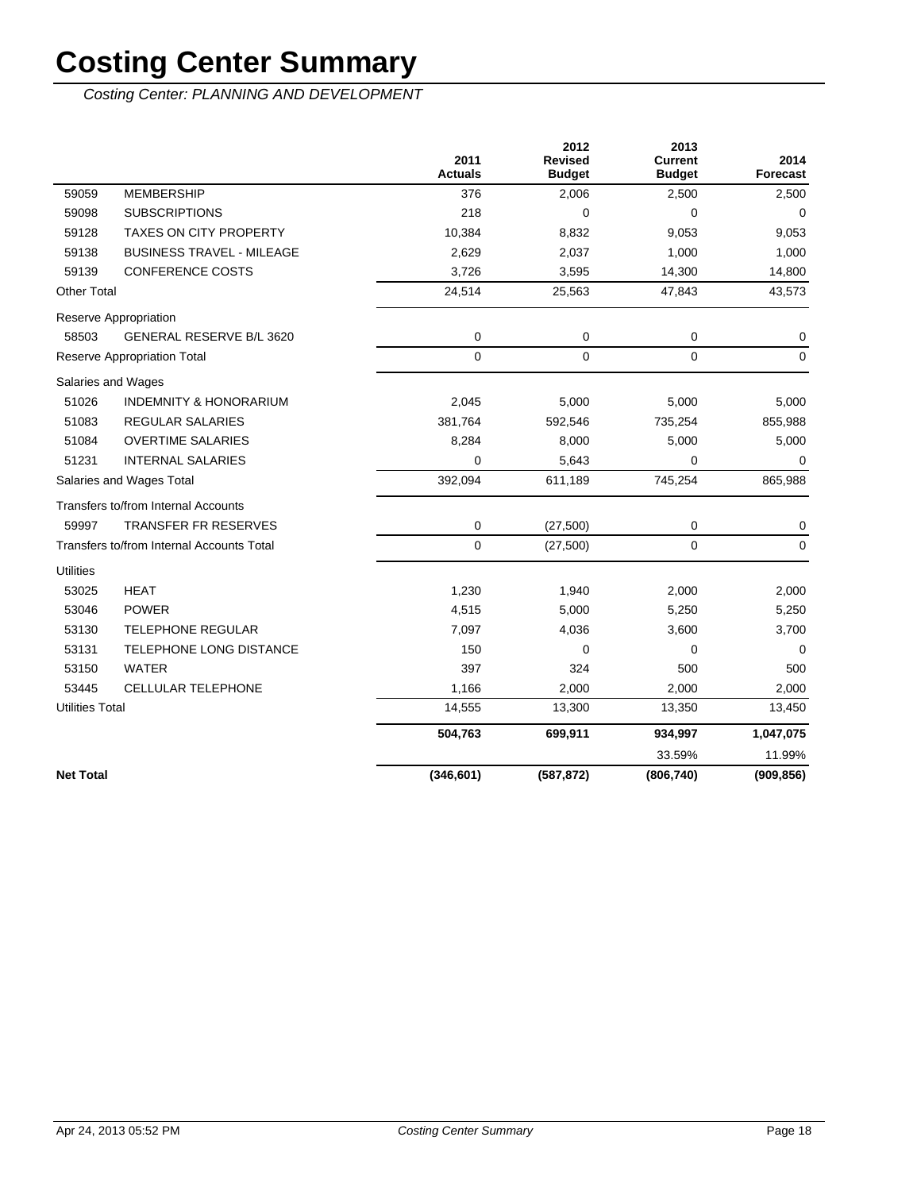# Costing Center Summary

*Costing Center: PLANNING AND DEVELOPMENT*

| | | 2011 Actuals | 2012 Revised Budget | 2013 Current Budget | 2014 Forecast |
|---|---|---|---|---|---|
| 59059 | MEMBERSHIP | 376 | 2,006 | 2,500 | 2,500 |
| 59098 | SUBSCRIPTIONS | 218 | 0 | 0 | 0 |
| 59128 | TAXES ON CITY PROPERTY | 10,384 | 8,832 | 9,053 | 9,053 |
| 59138 | BUSINESS TRAVEL - MILEAGE | 2,629 | 2,037 | 1,000 | 1,000 |
| 59139 | CONFERENCE COSTS | 3,726 | 3,595 | 14,300 | 14,800 |
| Other Total | | 24,514 | 25,563 | 47,843 | 43,573 |
| Reserve Appropriation | | | | | |
| 58503 | GENERAL RESERVE B/L 3620 | 0 | 0 | 0 | 0 |
| Reserve Appropriation Total | | 0 | 0 | 0 | 0 |
| Salaries and Wages | | | | | |
| 51026 | INDEMNITY & HONORARIUM | 2,045 | 5,000 | 5,000 | 5,000 |
| 51083 | REGULAR SALARIES | 381,764 | 592,546 | 735,254 | 855,988 |
| 51084 | OVERTIME SALARIES | 8,284 | 8,000 | 5,000 | 5,000 |
| 51231 | INTERNAL SALARIES | 0 | 5,643 | 0 | 0 |
| Salaries and Wages Total | | 392,094 | 611,189 | 745,254 | 865,988 |
| Transfers to/from Internal Accounts | | | | | |
| 59997 | TRANSFER FR RESERVES | 0 | (27,500) | 0 | 0 |
| Transfers to/from Internal Accounts Total | | 0 | (27,500) | 0 | 0 |
| Utilities | | | | | |
| 53025 | HEAT | 1,230 | 1,940 | 2,000 | 2,000 |
| 53046 | POWER | 4,515 | 5,000 | 5,250 | 5,250 |
| 53130 | TELEPHONE REGULAR | 7,097 | 4,036 | 3,600 | 3,700 |
| 53131 | TELEPHONE LONG DISTANCE | 150 | 0 | 0 | 0 |
| 53150 | WATER | 397 | 324 | 500 | 500 |
| 53445 | CELLULAR TELEPHONE | 1,166 | 2,000 | 2,000 | 2,000 |
| Utilities Total | | 14,555 | 13,300 | 13,350 | 13,450 |
| | | **504,763** | **699,911** | **934,997** | **1,047,075** |
| | | | | 33.59% | 11.99% |
| **Net Total** | | **(346,601)** | **(587,872)** | **(806,740)** | **(909,856)** |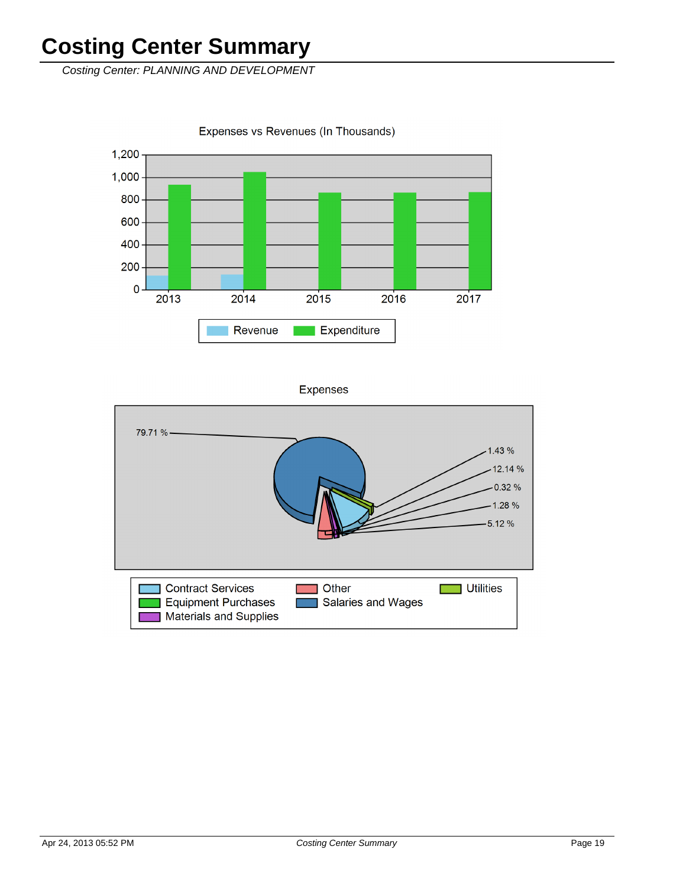# Costing Center Summary

*Costing Center: PLANNING AND DEVELOPMENT*

Expenses vs Revenues (In Thousands)

1,200
1,000
800
600
400
200
0

2013 2014 2015 2016 2017

Revenue Expenditure

Expenses

79.71 %

1.43 %

12.14 %

0.32 %

1.28 %

5.12 %

Contract Services
Equipment Purchases
Materials and Supplies
Other
Salaries and Wages
Utilities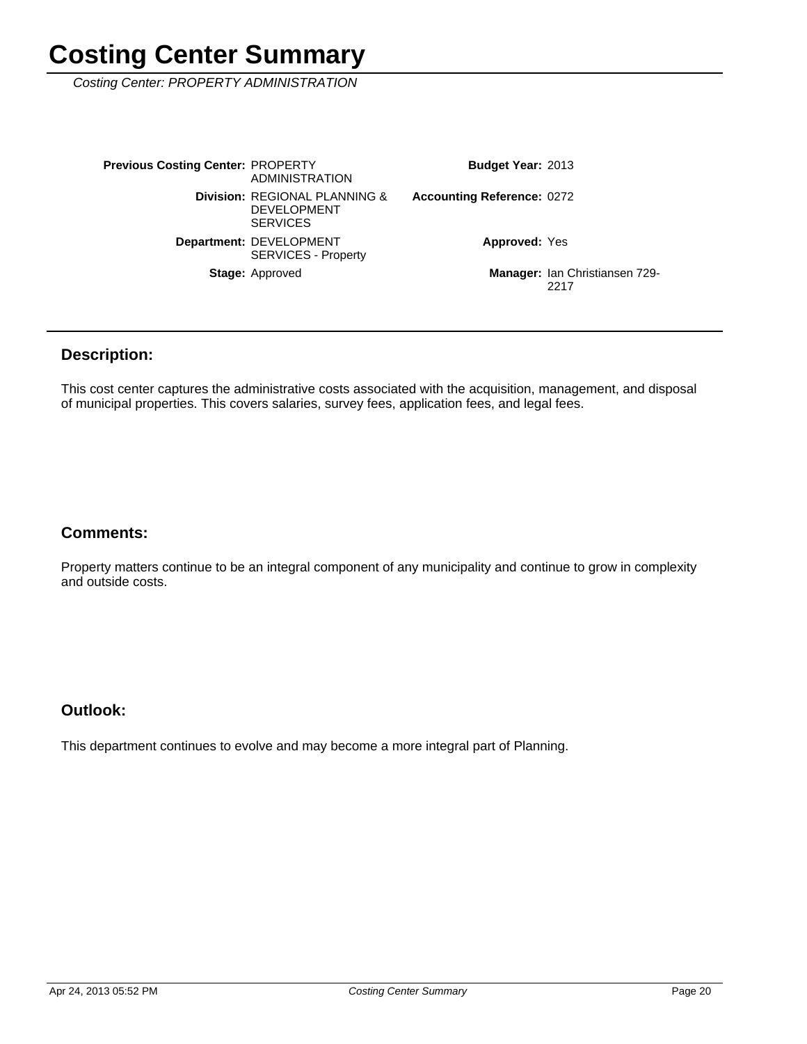# Costing Center Summary

*Costing Center: PROPERTY ADMINISTRATION*

| | | | |
|---|---|---|---|
| **Previous Costing Center:** | PROPERTY ADMINISTRATION | **Budget Year:** | 2013 |
| **Division:** | REGIONAL PLANNING & DEVELOPMENT SERVICES | **Accounting Reference:** | 0272 |
| **Department:** | DEVELOPMENT SERVICES - Property | **Approved:** | Yes |
| **Stage:** | Approved | **Manager:** | Ian Christiansen 729-2217 |

## Description:

This cost center captures the administrative costs associated with the acquisition, management, and disposal of municipal properties. This covers salaries, survey fees, application fees, and legal fees.

## Comments:

Property matters continue to be an integral component of any municipality and continue to grow in complexity and outside costs.

## Outlook:

This department continues to evolve and may become a more integral part of Planning.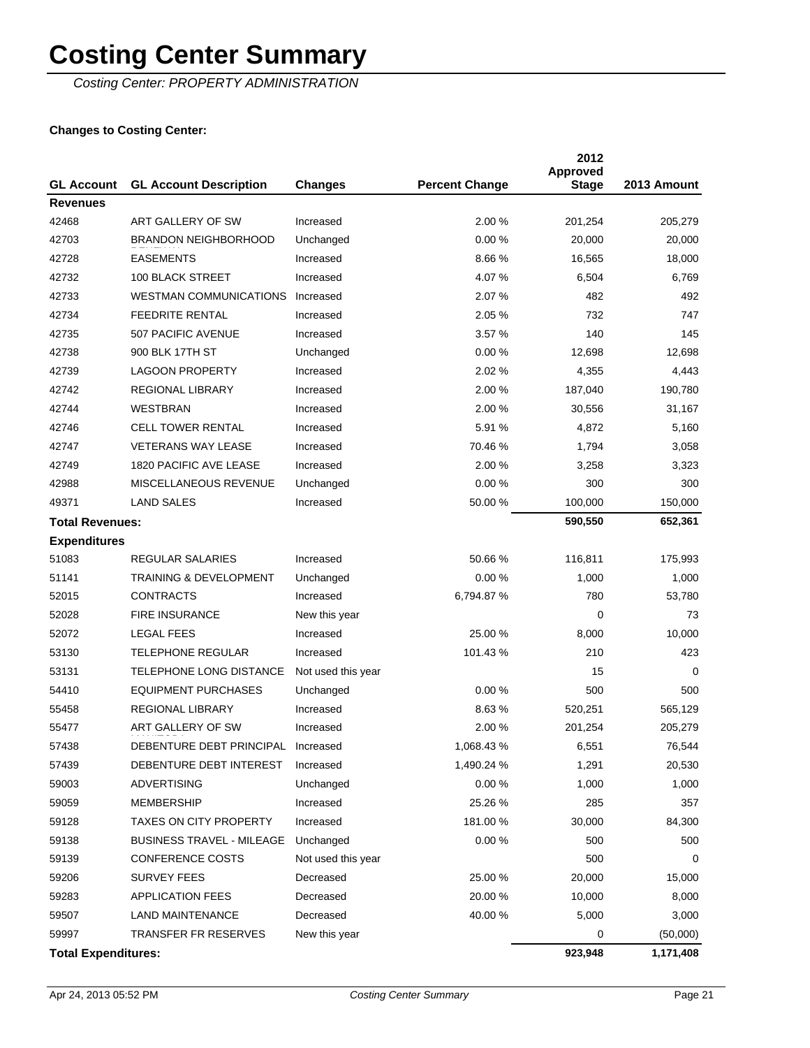# Costing Center Summary

*Costing Center: PROPERTY ADMINISTRATION*

**Changes to Costing Center:**

| GL Account | GL Account Description | Changes | Percent Change | 2012 Approved Stage | 2013 Amount |
|---|---|---|---|---|---|
| **Revenues** | | | | | |
| 42468 | ART GALLERY OF SW | Increased | 2.00 % | 201,254 | 205,279 |
| 42703 | BRANDON NEIGHBORHOOD | Unchanged | 0.00 % | 20,000 | 20,000 |
| 42728 | EASEMENTS | Increased | 8.66 % | 16,565 | 18,000 |
| 42732 | 100 BLACK STREET | Increased | 4.07 % | 6,504 | 6,769 |
| 42733 | WESTMAN COMMUNICATIONS | Increased | 2.07 % | 482 | 492 |
| 42734 | FEEDRITE RENTAL | Increased | 2.05 % | 732 | 747 |
| 42735 | 507 PACIFIC AVENUE | Increased | 3.57 % | 140 | 145 |
| 42738 | 900 BLK 17TH ST | Unchanged | 0.00 % | 12,698 | 12,698 |
| 42739 | LAGOON PROPERTY | Increased | 2.02 % | 4,355 | 4,443 |
| 42742 | REGIONAL LIBRARY | Increased | 2.00 % | 187,040 | 190,780 |
| 42744 | WESTBRAN | Increased | 2.00 % | 30,556 | 31,167 |
| 42746 | CELL TOWER RENTAL | Increased | 5.91 % | 4,872 | 5,160 |
| 42747 | VETERANS WAY LEASE | Increased | 70.46 % | 1,794 | 3,058 |
| 42749 | 1820 PACIFIC AVE LEASE | Increased | 2.00 % | 3,258 | 3,323 |
| 42988 | MISCELLANEOUS REVENUE | Unchanged | 0.00 % | 300 | 300 |
| 49371 | LAND SALES | Increased | 50.00 % | 100,000 | 150,000 |
| **Total Revenues:** | | | | **590,550** | **652,361** |
| **Expenditures** | | | | | |
| 51083 | REGULAR SALARIES | Increased | 50.66 % | 116,811 | 175,993 |
| 51141 | TRAINING & DEVELOPMENT | Unchanged | 0.00 % | 1,000 | 1,000 |
| 52015 | CONTRACTS | Increased | 6,794.87 % | 780 | 53,780 |
| 52028 | FIRE INSURANCE | New this year | | 0 | 73 |
| 52072 | LEGAL FEES | Increased | 25.00 % | 8,000 | 10,000 |
| 53130 | TELEPHONE REGULAR | Increased | 101.43 % | 210 | 423 |
| 53131 | TELEPHONE LONG DISTANCE | Not used this year | | 15 | 0 |
| 54410 | EQUIPMENT PURCHASES | Unchanged | 0.00 % | 500 | 500 |
| 55458 | REGIONAL LIBRARY | Increased | 8.63 % | 520,251 | 565,129 |
| 55477 | ART GALLERY OF SW | Increased | 2.00 % | 201,254 | 205,279 |
| 57438 | DEBENTURE DEBT PRINCIPAL | Increased | 1,068.43 % | 6,551 | 76,544 |
| 57439 | DEBENTURE DEBT INTEREST | Increased | 1,490.24 % | 1,291 | 20,530 |
| 59003 | ADVERTISING | Unchanged | 0.00 % | 1,000 | 1,000 |
| 59059 | MEMBERSHIP | Increased | 25.26 % | 285 | 357 |
| 59128 | TAXES ON CITY PROPERTY | Increased | 181.00 % | 30,000 | 84,300 |
| 59138 | BUSINESS TRAVEL - MILEAGE | Unchanged | 0.00 % | 500 | 500 |
| 59139 | CONFERENCE COSTS | Not used this year | | 500 | 0 |
| 59206 | SURVEY FEES | Decreased | 25.00 % | 20,000 | 15,000 |
| 59283 | APPLICATION FEES | Decreased | 20.00 % | 10,000 | 8,000 |
| 59507 | LAND MAINTENANCE | Decreased | 40.00 % | 5,000 | 3,000 |
| 59997 | TRANSFER FR RESERVES | New this year | | 0 | (50,000) |
| **Total Expenditures:** | | | | **923,948** | **1,171,408** |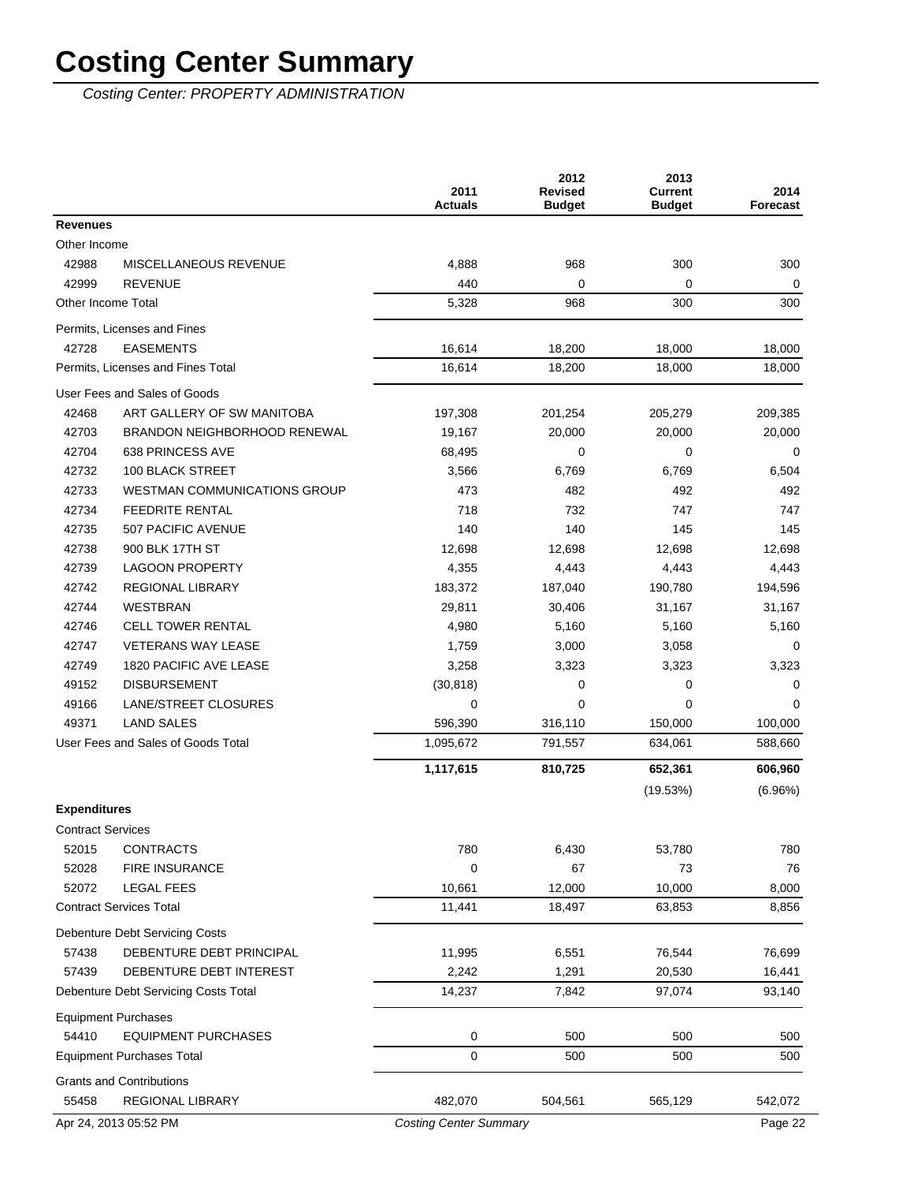# Costing Center Summary

*Costing Center: PROPERTY ADMINISTRATION*

| | | 2011 Actuals | 2012 Revised Budget | 2013 Current Budget | 2014 Forecast |
|---|---|---|---|---|---|
| **Revenues** | | | | | |
| Other Income | | | | | |
| 42988 | MISCELLANEOUS REVENUE | 4,888 | 968 | 300 | 300 |
| 42999 | REVENUE | 440 | 0 | 0 | 0 |
| Other Income Total | | 5,328 | 968 | 300 | 300 |
| Permits, Licenses and Fines | | | | | |
| 42728 | EASEMENTS | 16,614 | 18,200 | 18,000 | 18,000 |
| Permits, Licenses and Fines Total | | 16,614 | 18,200 | 18,000 | 18,000 |
| User Fees and Sales of Goods | | | | | |
| 42468 | ART GALLERY OF SW MANITOBA | 197,308 | 201,254 | 205,279 | 209,385 |
| 42703 | BRANDON NEIGHBORHOOD RENEWAL | 19,167 | 20,000 | 20,000 | 20,000 |
| 42704 | 638 PRINCESS AVE | 68,495 | 0 | 0 | 0 |
| 42732 | 100 BLACK STREET | 3,566 | 6,769 | 6,769 | 6,504 |
| 42733 | WESTMAN COMMUNICATIONS GROUP | 473 | 482 | 492 | 492 |
| 42734 | FEEDRITE RENTAL | 718 | 732 | 747 | 747 |
| 42735 | 507 PACIFIC AVENUE | 140 | 140 | 145 | 145 |
| 42738 | 900 BLK 17TH ST | 12,698 | 12,698 | 12,698 | 12,698 |
| 42739 | LAGOON PROPERTY | 4,355 | 4,443 | 4,443 | 4,443 |
| 42742 | REGIONAL LIBRARY | 183,372 | 187,040 | 190,780 | 194,596 |
| 42744 | WESTBRAN | 29,811 | 30,406 | 31,167 | 31,167 |
| 42746 | CELL TOWER RENTAL | 4,980 | 5,160 | 5,160 | 5,160 |
| 42747 | VETERANS WAY LEASE | 1,759 | 3,000 | 3,058 | 0 |
| 42749 | 1820 PACIFIC AVE LEASE | 3,258 | 3,323 | 3,323 | 3,323 |
| 49152 | DISBURSEMENT | (30,818) | 0 | 0 | 0 |
| 49166 | LANE/STREET CLOSURES | 0 | 0 | 0 | 0 |
| 49371 | LAND SALES | 596,390 | 316,110 | 150,000 | 100,000 |
| User Fees and Sales of Goods Total | | 1,095,672 | 791,557 | 634,061 | 588,660 |
| | | **1,117,615** | **810,725** | **652,361** | **606,960** |
| | | | | (19.53%) | (6.96%) |
| **Expenditures** | | | | | |
| Contract Services | | | | | |
| 52015 | CONTRACTS | 780 | 6,430 | 53,780 | 780 |
| 52028 | FIRE INSURANCE | 0 | 67 | 73 | 76 |
| 52072 | LEGAL FEES | 10,661 | 12,000 | 10,000 | 8,000 |
| Contract Services Total | | 11,441 | 18,497 | 63,853 | 8,856 |
| Debenture Debt Servicing Costs | | | | | |
| 57438 | DEBENTURE DEBT PRINCIPAL | 11,995 | 6,551 | 76,544 | 76,699 |
| 57439 | DEBENTURE DEBT INTEREST | 2,242 | 1,291 | 20,530 | 16,441 |
| Debenture Debt Servicing Costs Total | | 14,237 | 7,842 | 97,074 | 93,140 |
| Equipment Purchases | | | | | |
| 54410 | EQUIPMENT PURCHASES | 0 | 500 | 500 | 500 |
| Equipment Purchases Total | | 0 | 500 | 500 | 500 |
| Grants and Contributions | | | | | |
| 55458 | REGIONAL LIBRARY | 482,070 | 504,561 | 565,129 | 542,072 |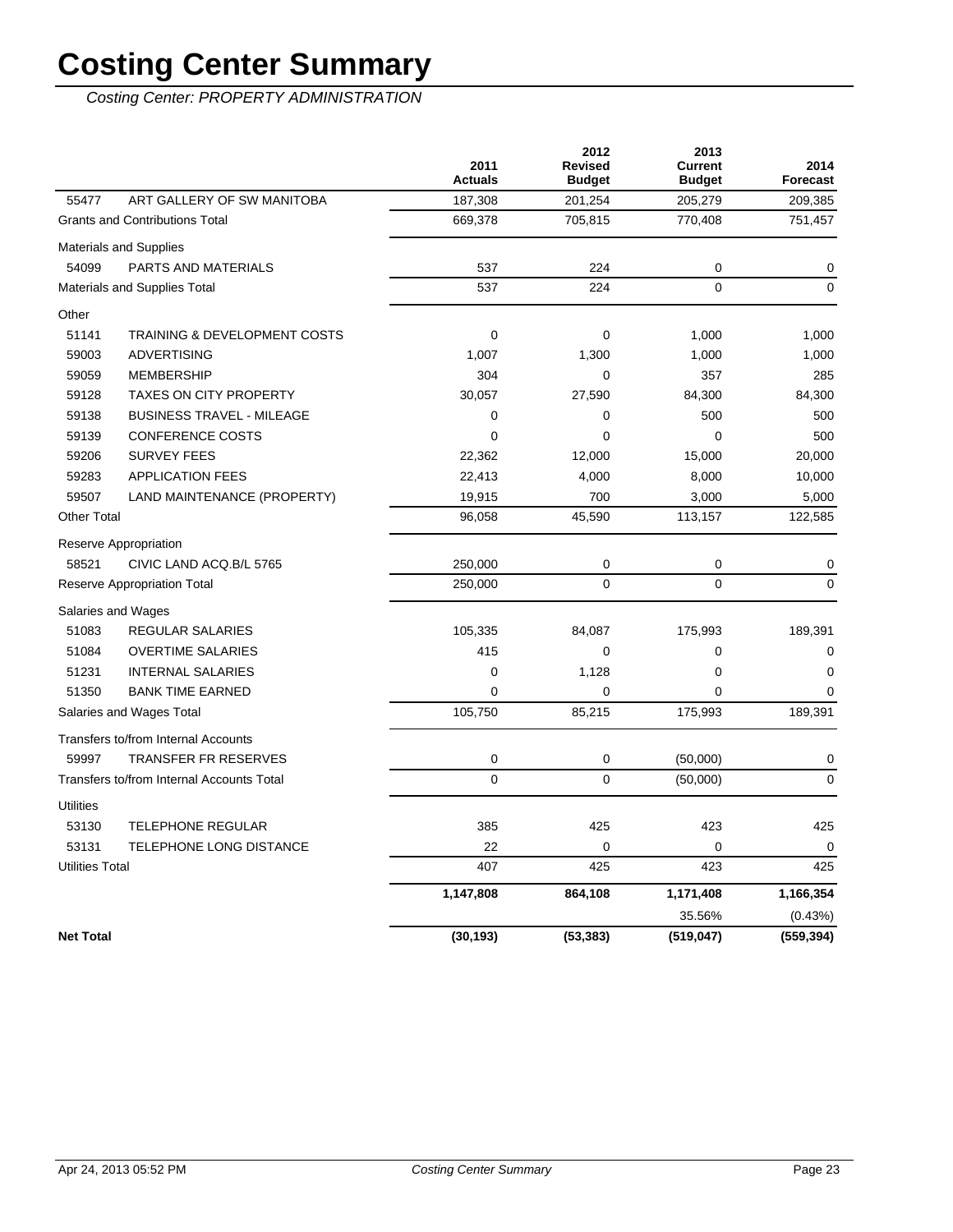# Costing Center Summary

*Costing Center: PROPERTY ADMINISTRATION*

| | | 2011 Actuals | 2012 Revised Budget | 2013 Current Budget | 2014 Forecast |
|---|---|---|---|---|---|
| 55477 | ART GALLERY OF SW MANITOBA | 187,308 | 201,254 | 205,279 | 209,385 |
| Grants and Contributions Total | | 669,378 | 705,815 | 770,408 | 751,457 |
| Materials and Supplies | | | | | |
| 54099 | PARTS AND MATERIALS | 537 | 224 | 0 | 0 |
| Materials and Supplies Total | | 537 | 224 | 0 | 0 |
| Other | | | | | |
| 51141 | TRAINING & DEVELOPMENT COSTS | 0 | 0 | 1,000 | 1,000 |
| 59003 | ADVERTISING | 1,007 | 1,300 | 1,000 | 1,000 |
| 59059 | MEMBERSHIP | 304 | 0 | 357 | 285 |
| 59128 | TAXES ON CITY PROPERTY | 30,057 | 27,590 | 84,300 | 84,300 |
| 59138 | BUSINESS TRAVEL - MILEAGE | 0 | 0 | 500 | 500 |
| 59139 | CONFERENCE COSTS | 0 | 0 | 0 | 500 |
| 59206 | SURVEY FEES | 22,362 | 12,000 | 15,000 | 20,000 |
| 59283 | APPLICATION FEES | 22,413 | 4,000 | 8,000 | 10,000 |
| 59507 | LAND MAINTENANCE (PROPERTY) | 19,915 | 700 | 3,000 | 5,000 |
| Other Total | | 96,058 | 45,590 | 113,157 | 122,585 |
| Reserve Appropriation | | | | | |
| 58521 | CIVIC LAND ACQ.B/L 5765 | 250,000 | 0 | 0 | 0 |
| Reserve Appropriation Total | | 250,000 | 0 | 0 | 0 |
| Salaries and Wages | | | | | |
| 51083 | REGULAR SALARIES | 105,335 | 84,087 | 175,993 | 189,391 |
| 51084 | OVERTIME SALARIES | 415 | 0 | 0 | 0 |
| 51231 | INTERNAL SALARIES | 0 | 1,128 | 0 | 0 |
| 51350 | BANK TIME EARNED | 0 | 0 | 0 | 0 |
| Salaries and Wages Total | | 105,750 | 85,215 | 175,993 | 189,391 |
| Transfers to/from Internal Accounts | | | | | |
| 59997 | TRANSFER FR RESERVES | 0 | 0 | (50,000) | 0 |
| Transfers to/from Internal Accounts Total | | 0 | 0 | (50,000) | 0 |
| Utilities | | | | | |
| 53130 | TELEPHONE REGULAR | 385 | 425 | 423 | 425 |
| 53131 | TELEPHONE LONG DISTANCE | 22 | 0 | 0 | 0 |
| Utilities Total | | 407 | 425 | 423 | 425 |
| | | **1,147,808** | **864,108** | **1,171,408** | **1,166,354** |
| | | | | 35.56% | (0.43%) |
| **Net Total** | | **(30,193)** | **(53,383)** | **(519,047)** | **(559,394)** |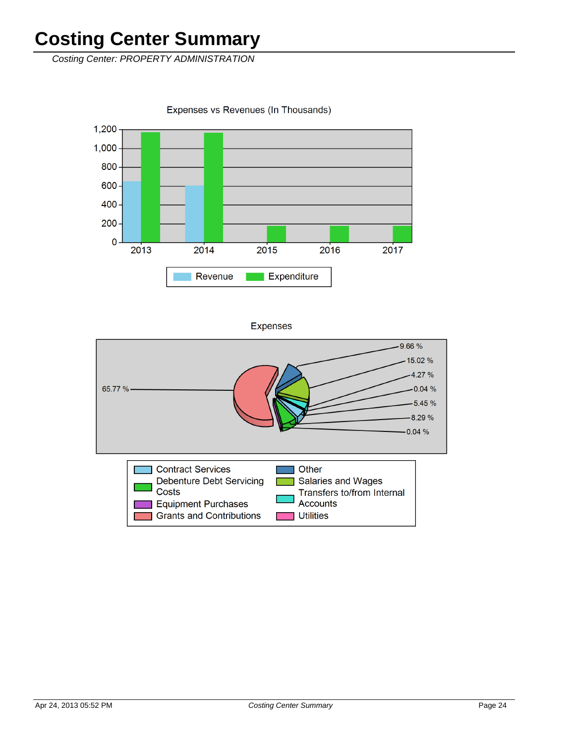# Costing Center Summary

*Costing Center: PROPERTY ADMINISTRATION*

Expenses vs Revenues (In Thousands)

1,200
1,000
800
600
400
200
0

2013 2014 2015 2016 2017

Revenue Expenditure

Expenses

65.77 %

9.66 %
15.02 %
4.27 %
0.04 %
5.45 %
8.29 %
0.04 %

Contract Services
Debenture Debt Servicing Costs
Equipment Purchases
Grants and Contributions
Other
Salaries and Wages
Transfers to/from Internal Accounts
Utilities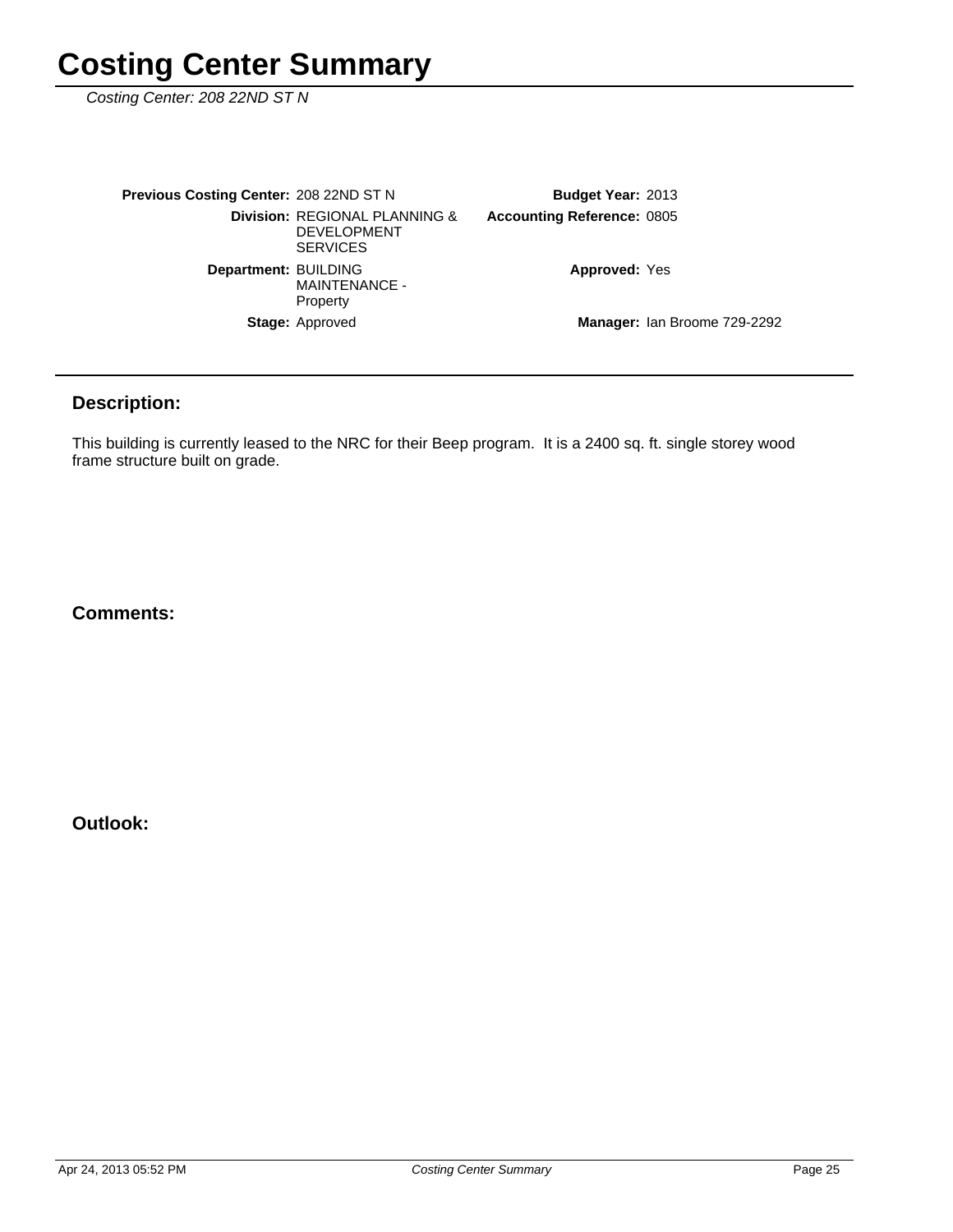# Costing Center Summary

*Costing Center: 208 22ND ST N*

| | | | |
|---|---|---|---|
| **Previous Costing Center:** | 208 22ND ST N | **Budget Year:** | 2013 |
| **Division:** | REGIONAL PLANNING & DEVELOPMENT SERVICES | **Accounting Reference:** | 0805 |
| **Department:** | BUILDING MAINTENANCE - Property | **Approved:** | Yes |
| **Stage:** | Approved | **Manager:** | Ian Broome 729-2292 |

## Description:

This building is currently leased to the NRC for their Beep program. It is a 2400 sq. ft. single storey wood frame structure built on grade.

## Comments:

## Outlook: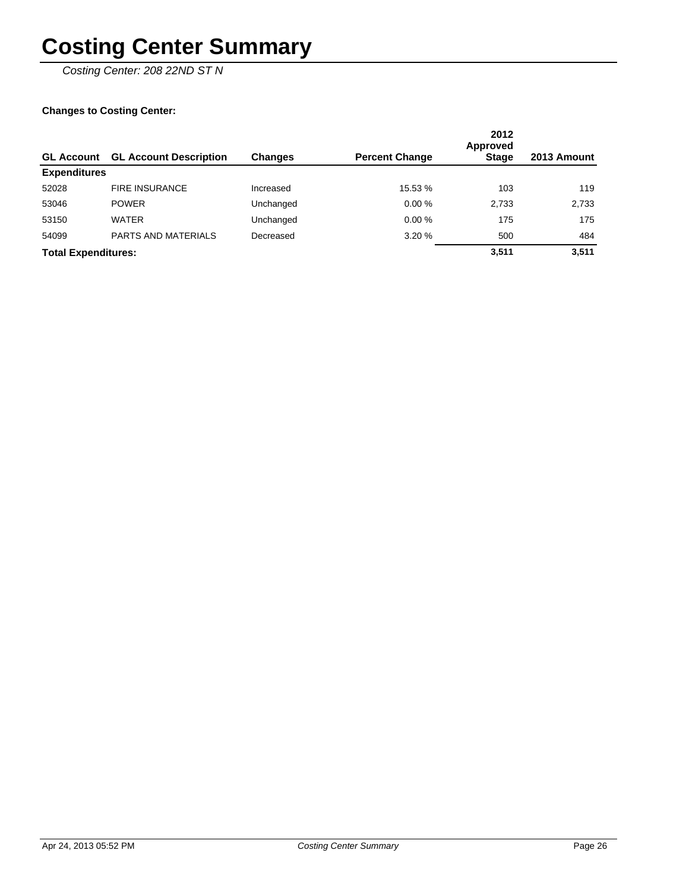# Costing Center Summary

*Costing Center: 208 22ND ST N*

**Changes to Costing Center:**

| GL Account | GL Account Description | Changes | Percent Change | 2012 Approved Stage | 2013 Amount |
|---|---|---|---|---|---|
| **Expenditures** | | | | | |
| 52028 | FIRE INSURANCE | Increased | 15.53 % | 103 | 119 |
| 53046 | POWER | Unchanged | 0.00 % | 2,733 | 2,733 |
| 53150 | WATER | Unchanged | 0.00 % | 175 | 175 |
| 54099 | PARTS AND MATERIALS | Decreased | 3.20 % | 500 | 484 |
| **Total Expenditures:** | | | | **3,511** | **3,511** |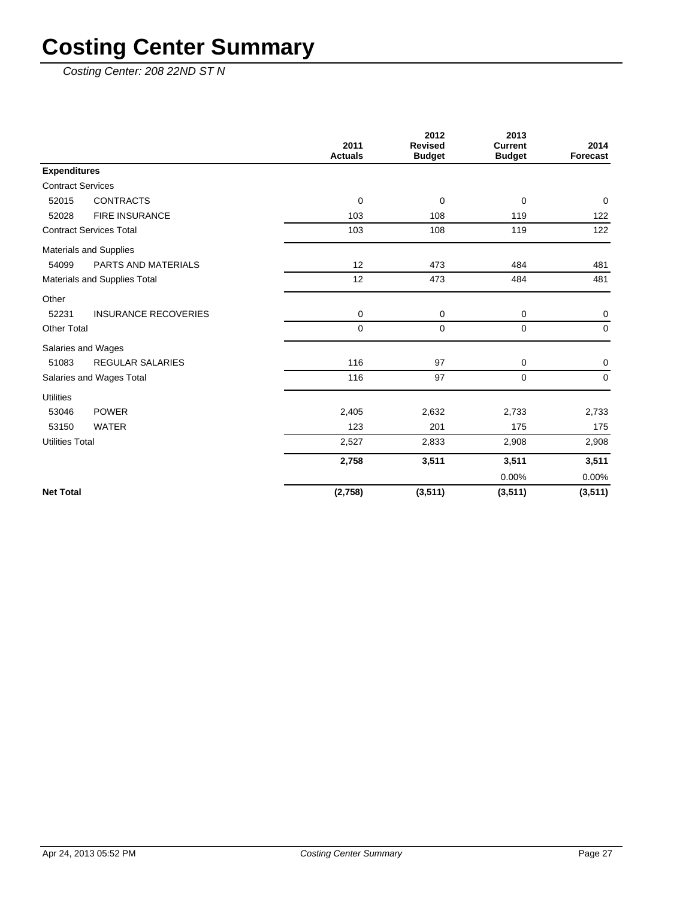# Costing Center Summary

*Costing Center: 208 22ND ST N*

| | | 2011 Actuals | 2012 Revised Budget | 2013 Current Budget | 2014 Forecast |
|---|---|---|---|---|---|
| **Expenditures** | | | | | |
| Contract Services | | | | | |
| 52015 | CONTRACTS | 0 | 0 | 0 | 0 |
| 52028 | FIRE INSURANCE | 103 | 108 | 119 | 122 |
| Contract Services Total | | 103 | 108 | 119 | 122 |
| Materials and Supplies | | | | | |
| 54099 | PARTS AND MATERIALS | 12 | 473 | 484 | 481 |
| Materials and Supplies Total | | 12 | 473 | 484 | 481 |
| Other | | | | | |
| 52231 | INSURANCE RECOVERIES | 0 | 0 | 0 | 0 |
| Other Total | | 0 | 0 | 0 | 0 |
| Salaries and Wages | | | | | |
| 51083 | REGULAR SALARIES | 116 | 97 | 0 | 0 |
| Salaries and Wages Total | | 116 | 97 | 0 | 0 |
| Utilities | | | | | |
| 53046 | POWER | 2,405 | 2,632 | 2,733 | 2,733 |
| 53150 | WATER | 123 | 201 | 175 | 175 |
| Utilities Total | | 2,527 | 2,833 | 2,908 | 2,908 |
| | | **2,758** | **3,511** | **3,511** | **3,511** |
| | | | | 0.00% | 0.00% |
| **Net Total** | | **(2,758)** | **(3,511)** | **(3,511)** | **(3,511)** |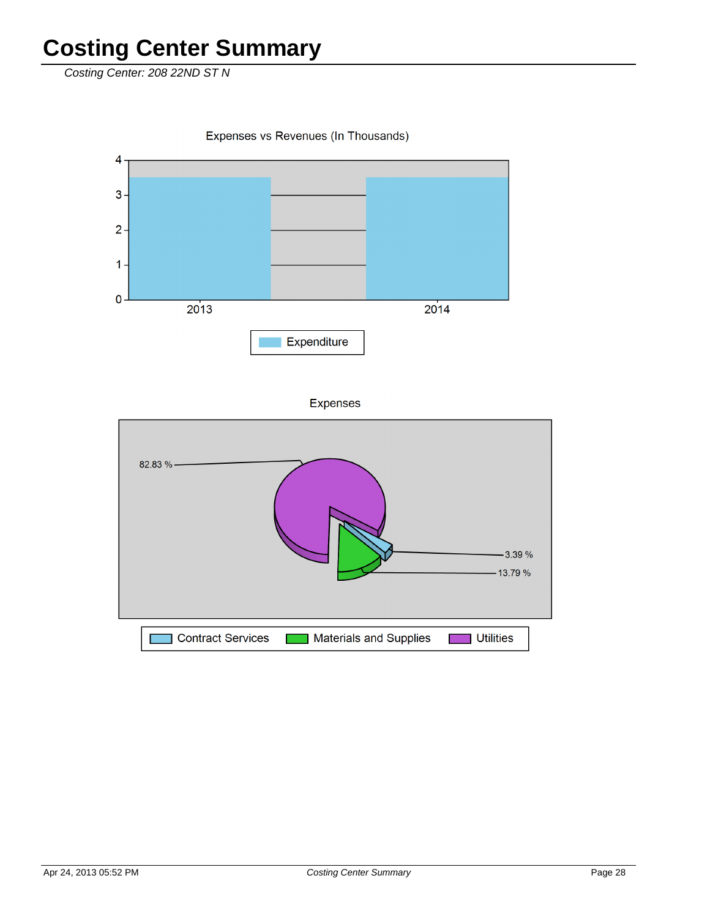# Costing Center Summary

*Costing Center: 208 22ND ST N*

Expenses vs Revenues (In Thousands)

Expenditure

2013

2014

Expenses

82.83 %

3.39 %

13.79 %

Contract Services | Materials and Supplies | Utilities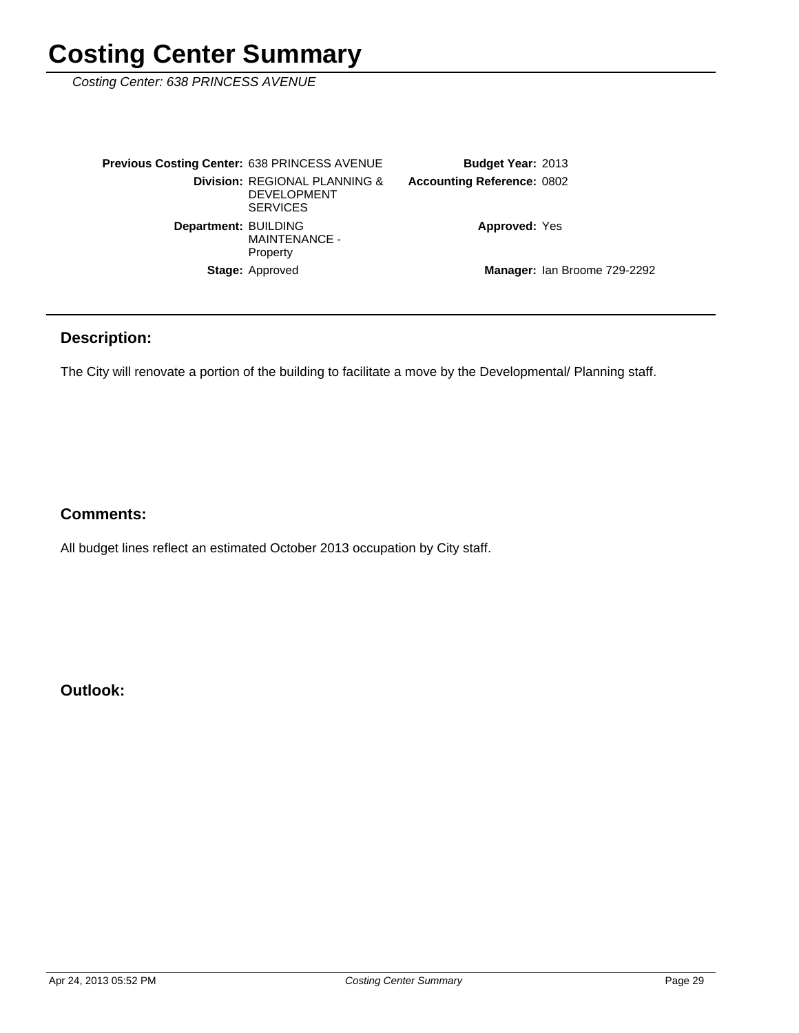# Costing Center Summary

*Costing Center: 638 PRINCESS AVENUE*

| | | | |
|---|---|---|---|
| **Previous Costing Center:** | 638 PRINCESS AVENUE | **Budget Year:** | 2013 |
| **Division:** | REGIONAL PLANNING & DEVELOPMENT SERVICES | **Accounting Reference:** | 0802 |
| **Department:** | BUILDING MAINTENANCE - Property | **Approved:** | Yes |
| **Stage:** | Approved | **Manager:** | Ian Broome 729-2292 |

## Description:

The City will renovate a portion of the building to facilitate a move by the Developmental/ Planning staff.

## Comments:

All budget lines reflect an estimated October 2013 occupation by City staff.

## Outlook: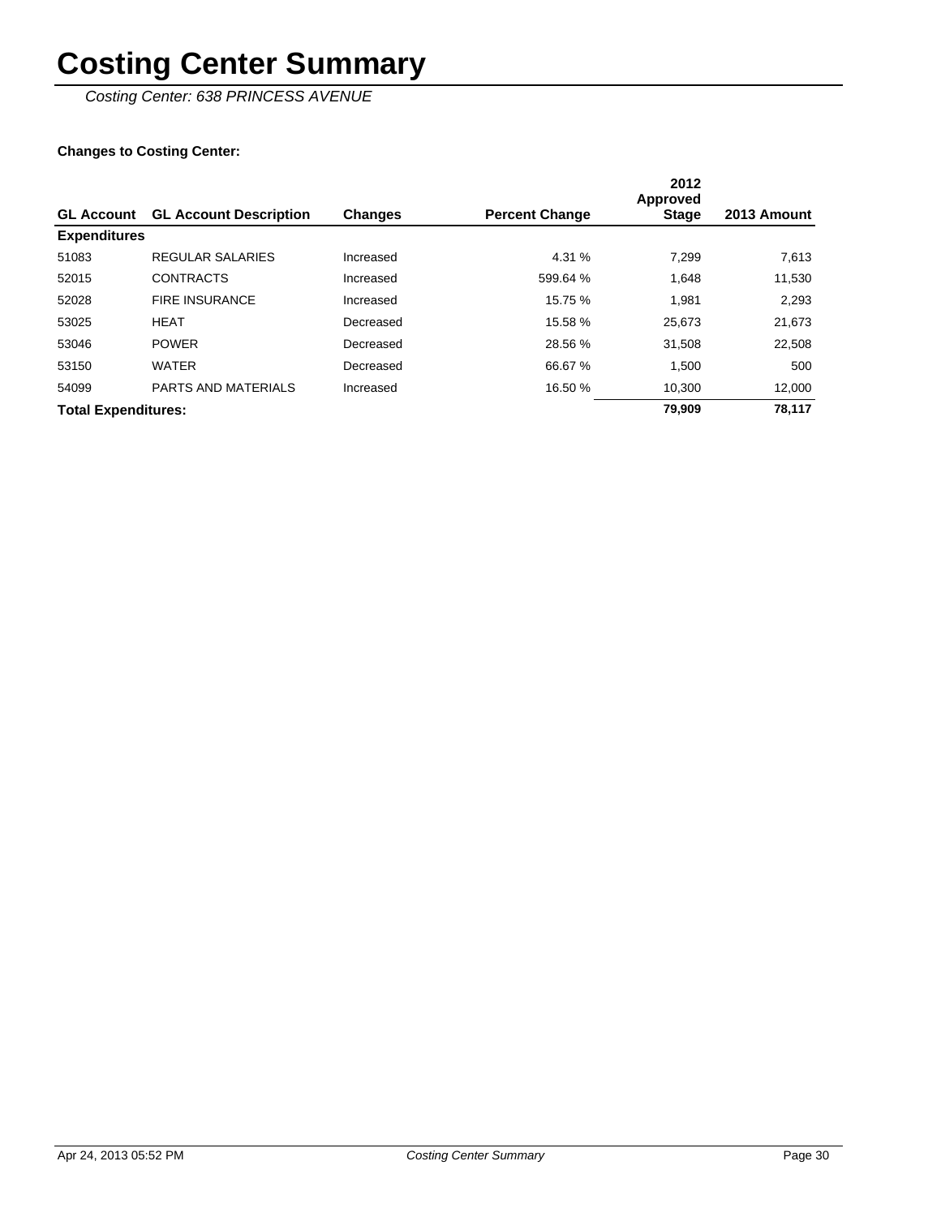# Costing Center Summary

*Costing Center: 638 PRINCESS AVENUE*

**Changes to Costing Center:**

| GL Account | GL Account Description | Changes | Percent Change | 2012 Approved Stage | 2013 Amount |
|---|---|---|---|---|---|
| **Expenditures** | | | | | |
| 51083 | REGULAR SALARIES | Increased | 4.31 % | 7,299 | 7,613 |
| 52015 | CONTRACTS | Increased | 599.64 % | 1,648 | 11,530 |
| 52028 | FIRE INSURANCE | Increased | 15.75 % | 1,981 | 2,293 |
| 53025 | HEAT | Decreased | 15.58 % | 25,673 | 21,673 |
| 53046 | POWER | Decreased | 28.56 % | 31,508 | 22,508 |
| 53150 | WATER | Decreased | 66.67 % | 1,500 | 500 |
| 54099 | PARTS AND MATERIALS | Increased | 16.50 % | 10,300 | 12,000 |
| **Total Expenditures:** | | | | **79,909** | **78,117** |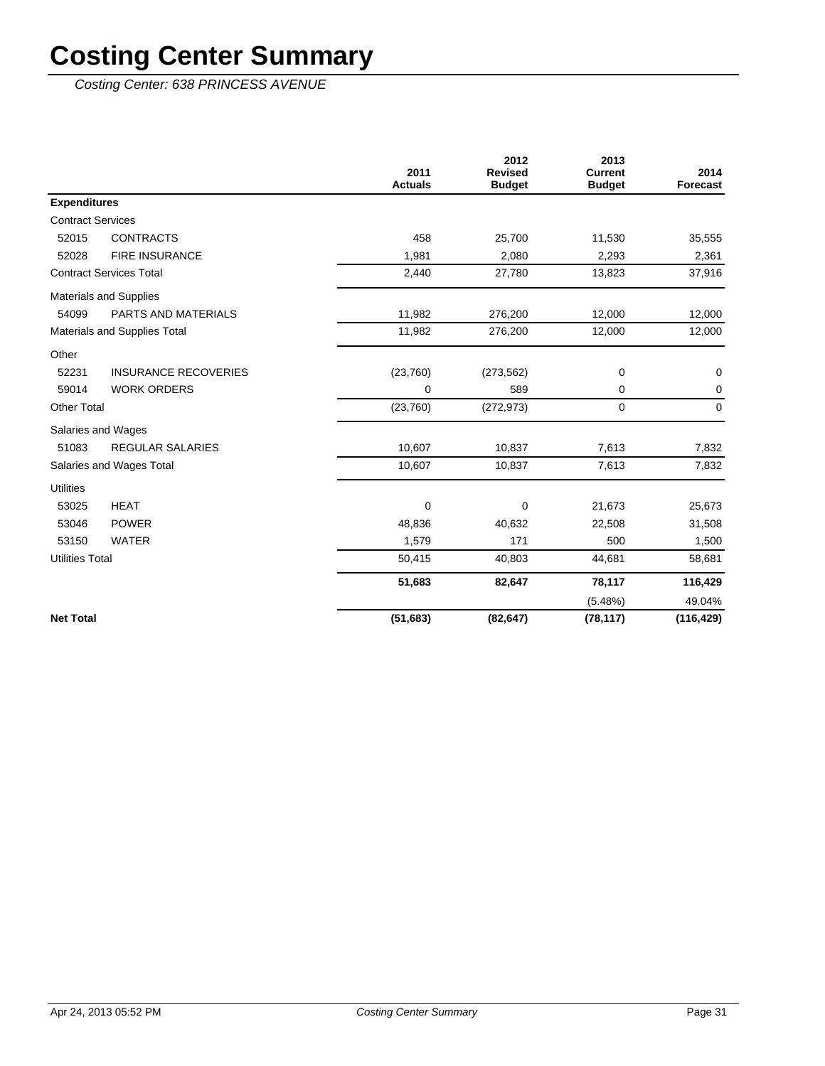# Costing Center Summary

*Costing Center: 638 PRINCESS AVENUE*

| | | 2011 Actuals | 2012 Revised Budget | 2013 Current Budget | 2014 Forecast |
|---|---|---|---|---|---|
| **Expenditures** | | | | | |
| Contract Services | | | | | |
| 52015 | CONTRACTS | 458 | 25,700 | 11,530 | 35,555 |
| 52028 | FIRE INSURANCE | 1,981 | 2,080 | 2,293 | 2,361 |
| Contract Services Total | | 2,440 | 27,780 | 13,823 | 37,916 |
| Materials and Supplies | | | | | |
| 54099 | PARTS AND MATERIALS | 11,982 | 276,200 | 12,000 | 12,000 |
| Materials and Supplies Total | | 11,982 | 276,200 | 12,000 | 12,000 |
| Other | | | | | |
| 52231 | INSURANCE RECOVERIES | (23,760) | (273,562) | 0 | 0 |
| 59014 | WORK ORDERS | 0 | 589 | 0 | 0 |
| Other Total | | (23,760) | (272,973) | 0 | 0 |
| Salaries and Wages | | | | | |
| 51083 | REGULAR SALARIES | 10,607 | 10,837 | 7,613 | 7,832 |
| Salaries and Wages Total | | 10,607 | 10,837 | 7,613 | 7,832 |
| Utilities | | | | | |
| 53025 | HEAT | 0 | 0 | 21,673 | 25,673 |
| 53046 | POWER | 48,836 | 40,632 | 22,508 | 31,508 |
| 53150 | WATER | 1,579 | 171 | 500 | 1,500 |
| Utilities Total | | 50,415 | 40,803 | 44,681 | 58,681 |
| | | **51,683** | **82,647** | **78,117** | **116,429** |
| | | | | (5.48%) | 49.04% |
| **Net Total** | | **(51,683)** | **(82,647)** | **(78,117)** | **(116,429)** |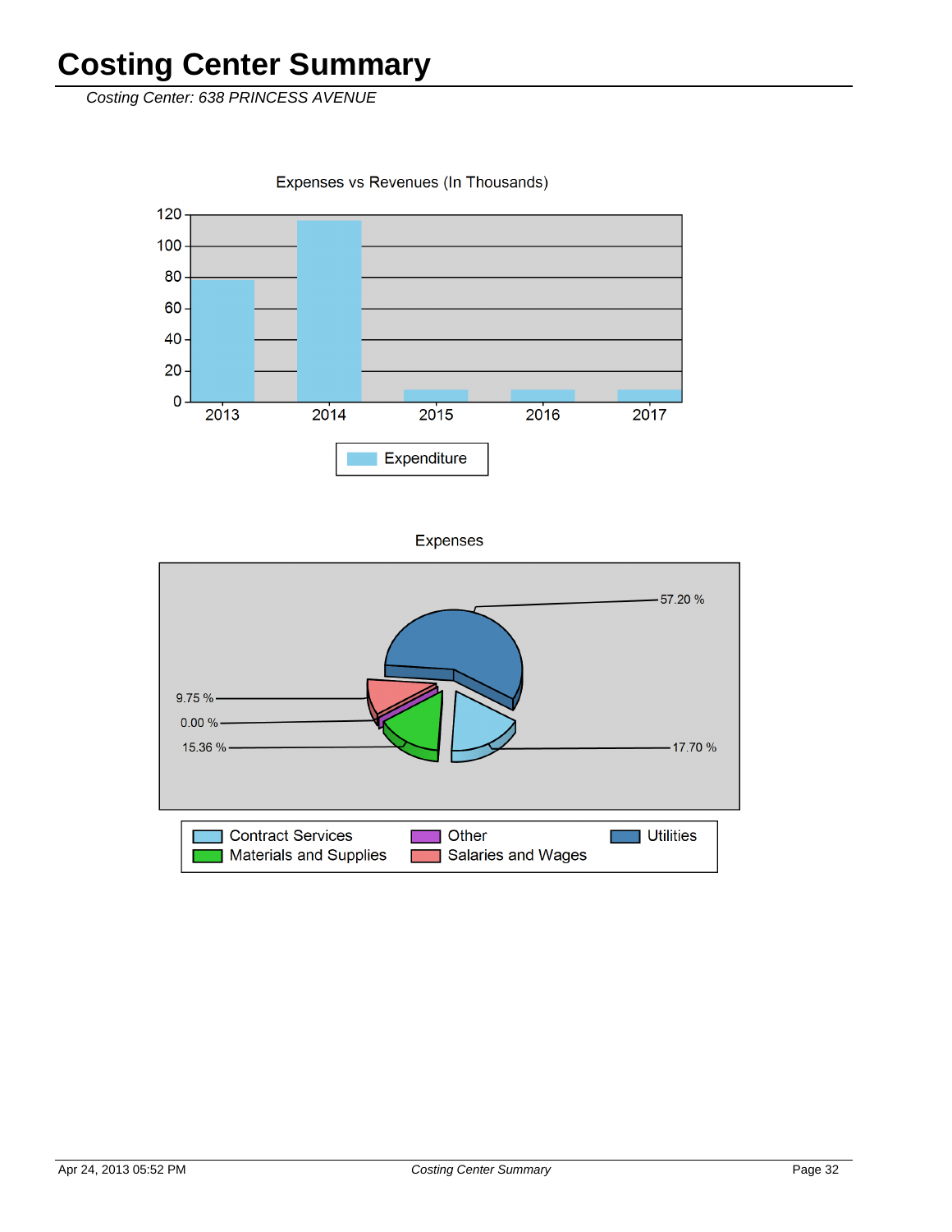# Costing Center Summary

*Costing Center: 638 PRINCESS AVENUE*

Expenses vs Revenues (In Thousands)

| Year | Expenditure |
|---|---|
| 2013 | ~78 |
| 2014 | ~116 |
| 2015 | ~8 |
| 2016 | ~8 |
| 2017 | ~8 |

Expenditure

Expenses

| Category | Percentage |
|---|---|
| Utilities | 57.20 % |
| Contract Services | 17.70 % |
| Materials and Supplies | 15.36 % |
| Salaries and Wages | 9.75 % |
| Other | 0.00 % |

Contract Services, Other, Utilities, Materials and Supplies, Salaries and Wages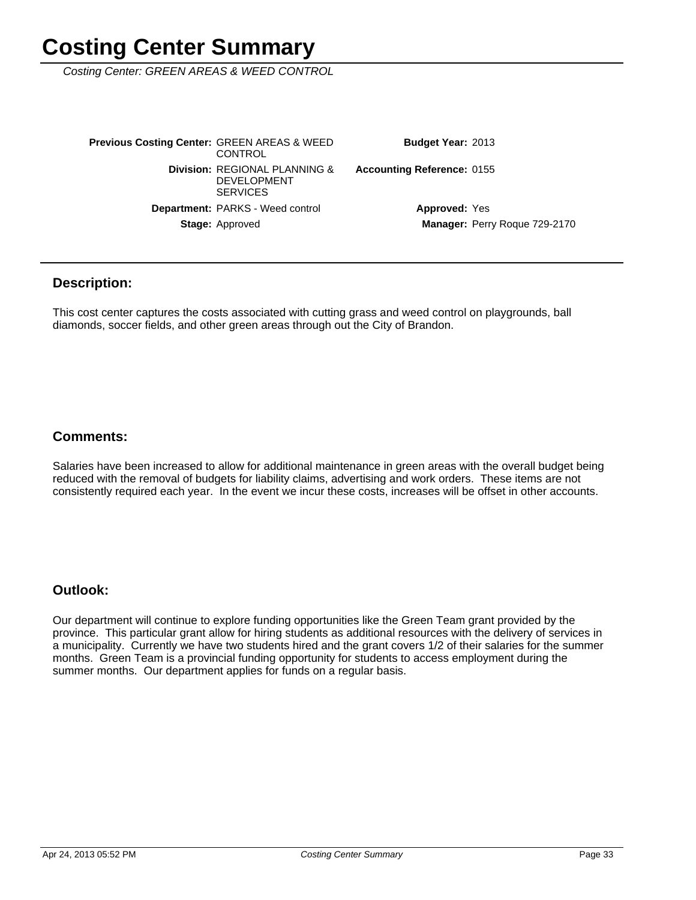# Costing Center Summary

*Costing Center: GREEN AREAS & WEED CONTROL*

| | | | |
|---|---|---|---|
| **Previous Costing Center:** | GREEN AREAS & WEED CONTROL | **Budget Year:** | 2013 |
| **Division:** | REGIONAL PLANNING & DEVELOPMENT SERVICES | **Accounting Reference:** | 0155 |
| **Department:** | PARKS - Weed control | **Approved:** | Yes |
| **Stage:** | Approved | **Manager:** | Perry Roque 729-2170 |

## Description:

This cost center captures the costs associated with cutting grass and weed control on playgrounds, ball diamonds, soccer fields, and other green areas through out the City of Brandon.

## Comments:

Salaries have been increased to allow for additional maintenance in green areas with the overall budget being reduced with the removal of budgets for liability claims, advertising and work orders. These items are not consistently required each year. In the event we incur these costs, increases will be offset in other accounts.

## Outlook:

Our department will continue to explore funding opportunities like the Green Team grant provided by the province. This particular grant allow for hiring students as additional resources with the delivery of services in a municipality. Currently we have two students hired and the grant covers 1/2 of their salaries for the summer months. Green Team is a provincial funding opportunity for students to access employment during the summer months. Our department applies for funds on a regular basis.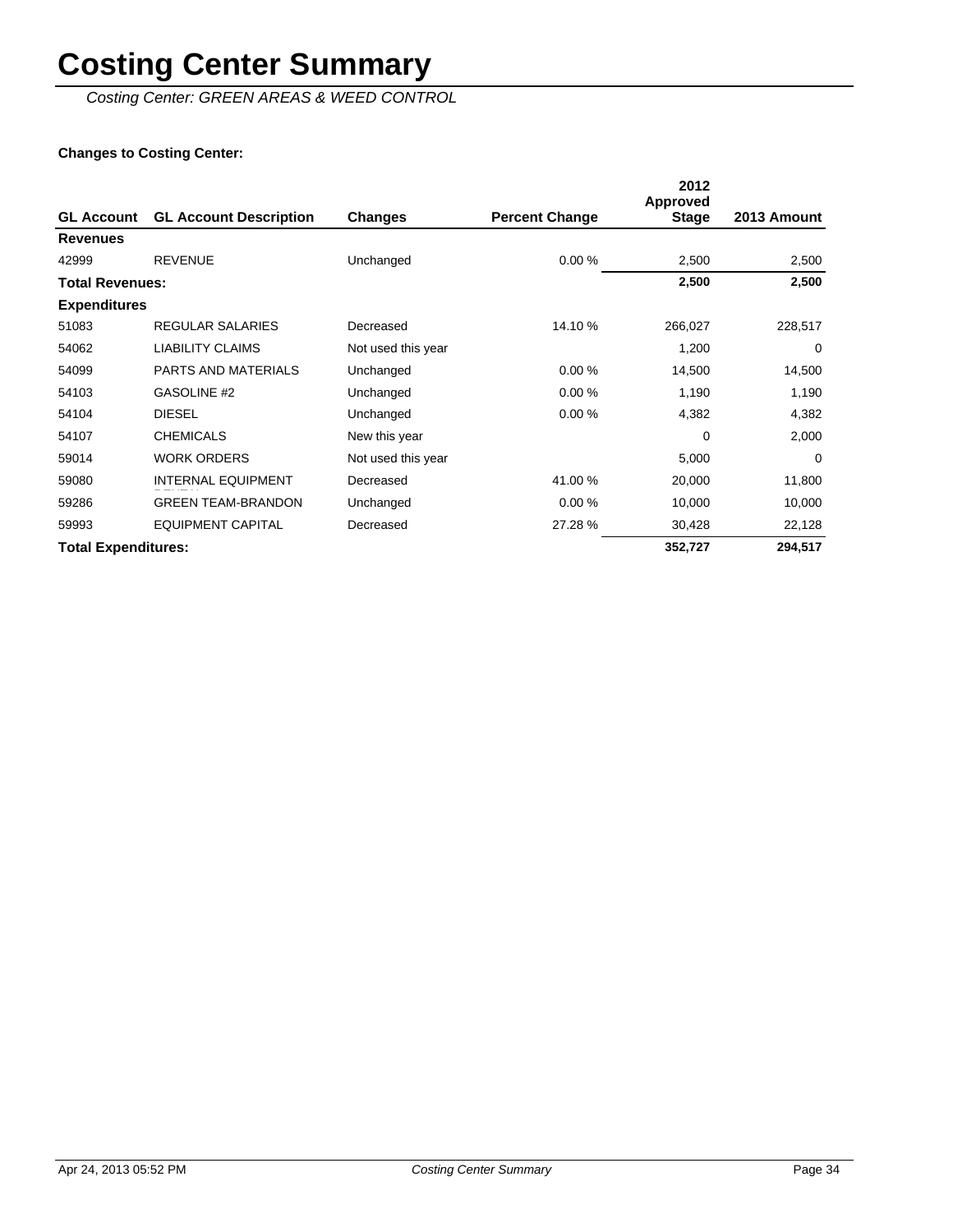# Costing Center Summary

*Costing Center: GREEN AREAS & WEED CONTROL*

**Changes to Costing Center:**

| GL Account | GL Account Description | Changes | Percent Change | 2012 Approved Stage | 2013 Amount |
|---|---|---|---|---|---|
| **Revenues** | | | | | |
| 42999 | REVENUE | Unchanged | 0.00 % | 2,500 | 2,500 |
| **Total Revenues:** | | | | **2,500** | **2,500** |
| **Expenditures** | | | | | |
| 51083 | REGULAR SALARIES | Decreased | 14.10 % | 266,027 | 228,517 |
| 54062 | LIABILITY CLAIMS | Not used this year | | 1,200 | 0 |
| 54099 | PARTS AND MATERIALS | Unchanged | 0.00 % | 14,500 | 14,500 |
| 54103 | GASOLINE #2 | Unchanged | 0.00 % | 1,190 | 1,190 |
| 54104 | DIESEL | Unchanged | 0.00 % | 4,382 | 4,382 |
| 54107 | CHEMICALS | New this year | | 0 | 2,000 |
| 59014 | WORK ORDERS | Not used this year | | 5,000 | 0 |
| 59080 | INTERNAL EQUIPMENT RENTAL | Decreased | 41.00 % | 20,000 | 11,800 |
| 59286 | GREEN TEAM-BRANDON | Unchanged | 0.00 % | 10,000 | 10,000 |
| 59993 | EQUIPMENT CAPITAL | Decreased | 27.28 % | 30,428 | 22,128 |
| **Total Expenditures:** | | | | **352,727** | **294,517** |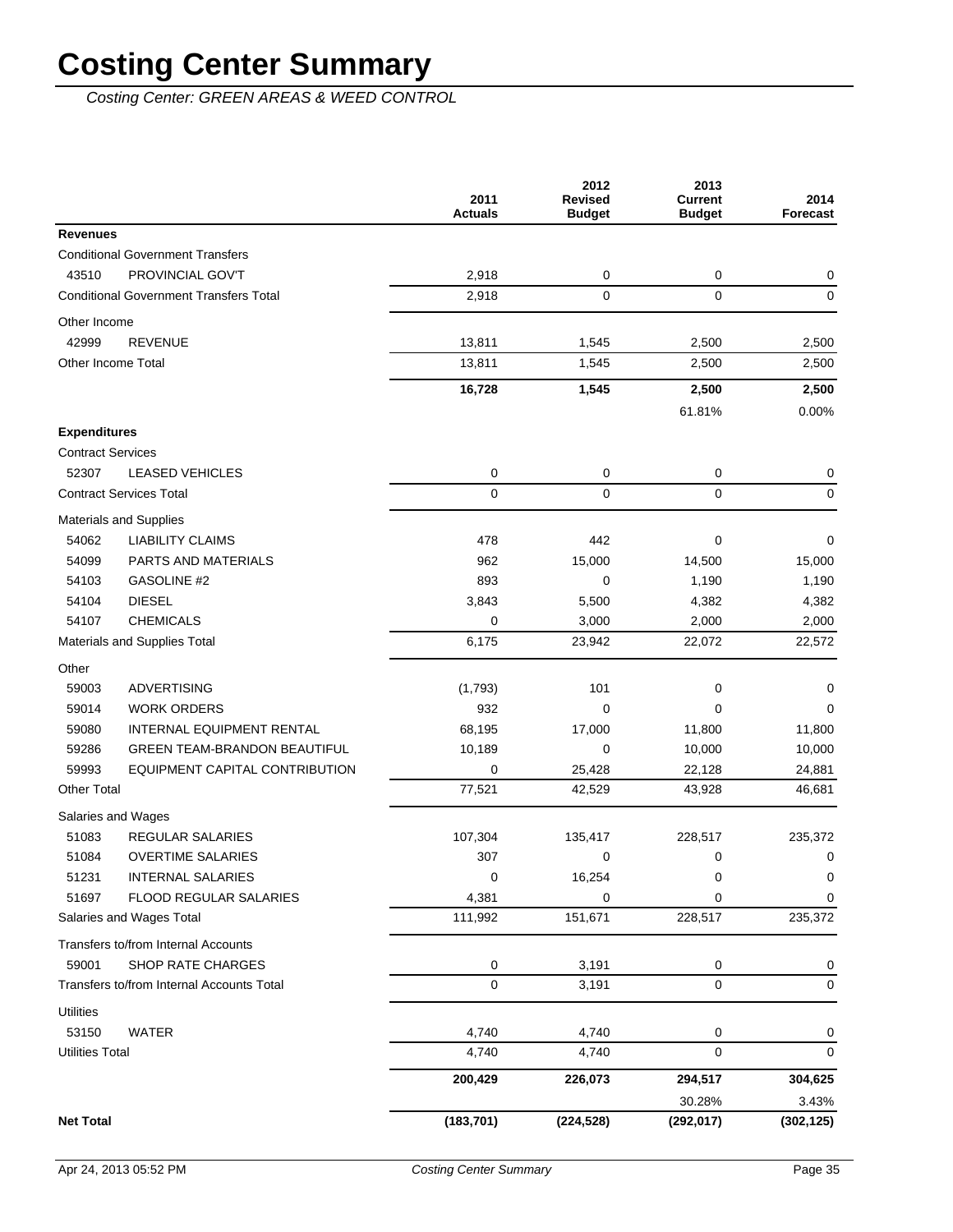# Costing Center Summary

*Costing Center: GREEN AREAS & WEED CONTROL*

| | | 2011 Actuals | 2012 Revised Budget | 2013 Current Budget | 2014 Forecast |
|---|---|---|---|---|---|
| **Revenues** | | | | | |
| Conditional Government Transfers | | | | | |
| 43510 | PROVINCIAL GOV'T | 2,918 | 0 | 0 | 0 |
| Conditional Government Transfers Total | | 2,918 | 0 | 0 | 0 |
| Other Income | | | | | |
| 42999 | REVENUE | 13,811 | 1,545 | 2,500 | 2,500 |
| Other Income Total | | 13,811 | 1,545 | 2,500 | 2,500 |
| | | **16,728** | **1,545** | **2,500** | **2,500** |
| | | | | 61.81% | 0.00% |
| **Expenditures** | | | | | |
| Contract Services | | | | | |
| 52307 | LEASED VEHICLES | 0 | 0 | 0 | 0 |
| Contract Services Total | | 0 | 0 | 0 | 0 |
| Materials and Supplies | | | | | |
| 54062 | LIABILITY CLAIMS | 478 | 442 | 0 | 0 |
| 54099 | PARTS AND MATERIALS | 962 | 15,000 | 14,500 | 15,000 |
| 54103 | GASOLINE #2 | 893 | 0 | 1,190 | 1,190 |
| 54104 | DIESEL | 3,843 | 5,500 | 4,382 | 4,382 |
| 54107 | CHEMICALS | 0 | 3,000 | 2,000 | 2,000 |
| Materials and Supplies Total | | 6,175 | 23,942 | 22,072 | 22,572 |
| Other | | | | | |
| 59003 | ADVERTISING | (1,793) | 101 | 0 | 0 |
| 59014 | WORK ORDERS | 932 | 0 | 0 | 0 |
| 59080 | INTERNAL EQUIPMENT RENTAL | 68,195 | 17,000 | 11,800 | 11,800 |
| 59286 | GREEN TEAM-BRANDON BEAUTIFUL | 10,189 | 0 | 10,000 | 10,000 |
| 59993 | EQUIPMENT CAPITAL CONTRIBUTION | 0 | 25,428 | 22,128 | 24,881 |
| Other Total | | 77,521 | 42,529 | 43,928 | 46,681 |
| Salaries and Wages | | | | | |
| 51083 | REGULAR SALARIES | 107,304 | 135,417 | 228,517 | 235,372 |
| 51084 | OVERTIME SALARIES | 307 | 0 | 0 | 0 |
| 51231 | INTERNAL SALARIES | 0 | 16,254 | 0 | 0 |
| 51697 | FLOOD REGULAR SALARIES | 4,381 | 0 | 0 | 0 |
| Salaries and Wages Total | | 111,992 | 151,671 | 228,517 | 235,372 |
| Transfers to/from Internal Accounts | | | | | |
| 59001 | SHOP RATE CHARGES | 0 | 3,191 | 0 | 0 |
| Transfers to/from Internal Accounts Total | | 0 | 3,191 | 0 | 0 |
| Utilities | | | | | |
| 53150 | WATER | 4,740 | 4,740 | 0 | 0 |
| Utilities Total | | 4,740 | 4,740 | 0 | 0 |
| | | **200,429** | **226,073** | **294,517** | **304,625** |
| | | | | 30.28% | 3.43% |
| **Net Total** | | **(183,701)** | **(224,528)** | **(292,017)** | **(302,125)** |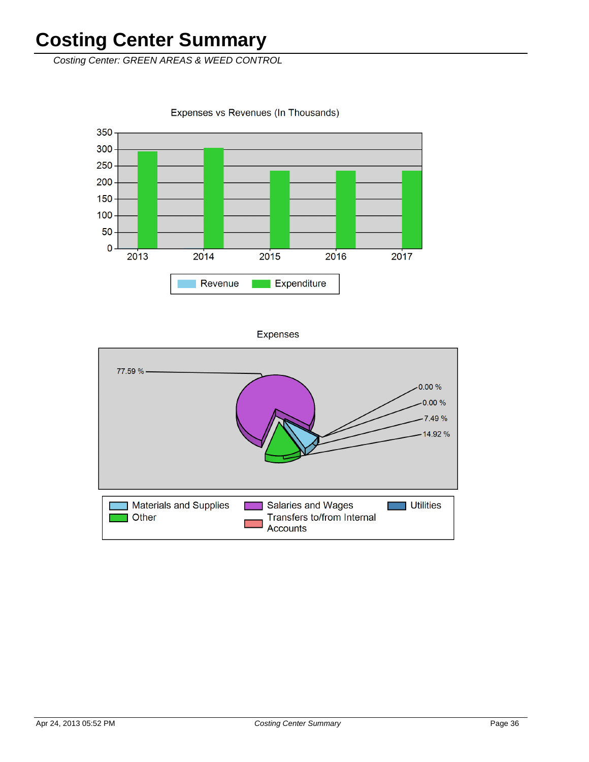# Costing Center Summary

*Costing Center: GREEN AREAS & WEED CONTROL*

Expenses vs Revenues (In Thousands)

350
300
250
200
150
100
50
0

2013
2014
2015
2016
2017

Revenue
Expenditure

Expenses

77.59 %
0.00 %
0.00 %
7.49 %
14.92 %

Materials and Supplies
Salaries and Wages
Utilities
Other
Transfers to/from Internal Accounts